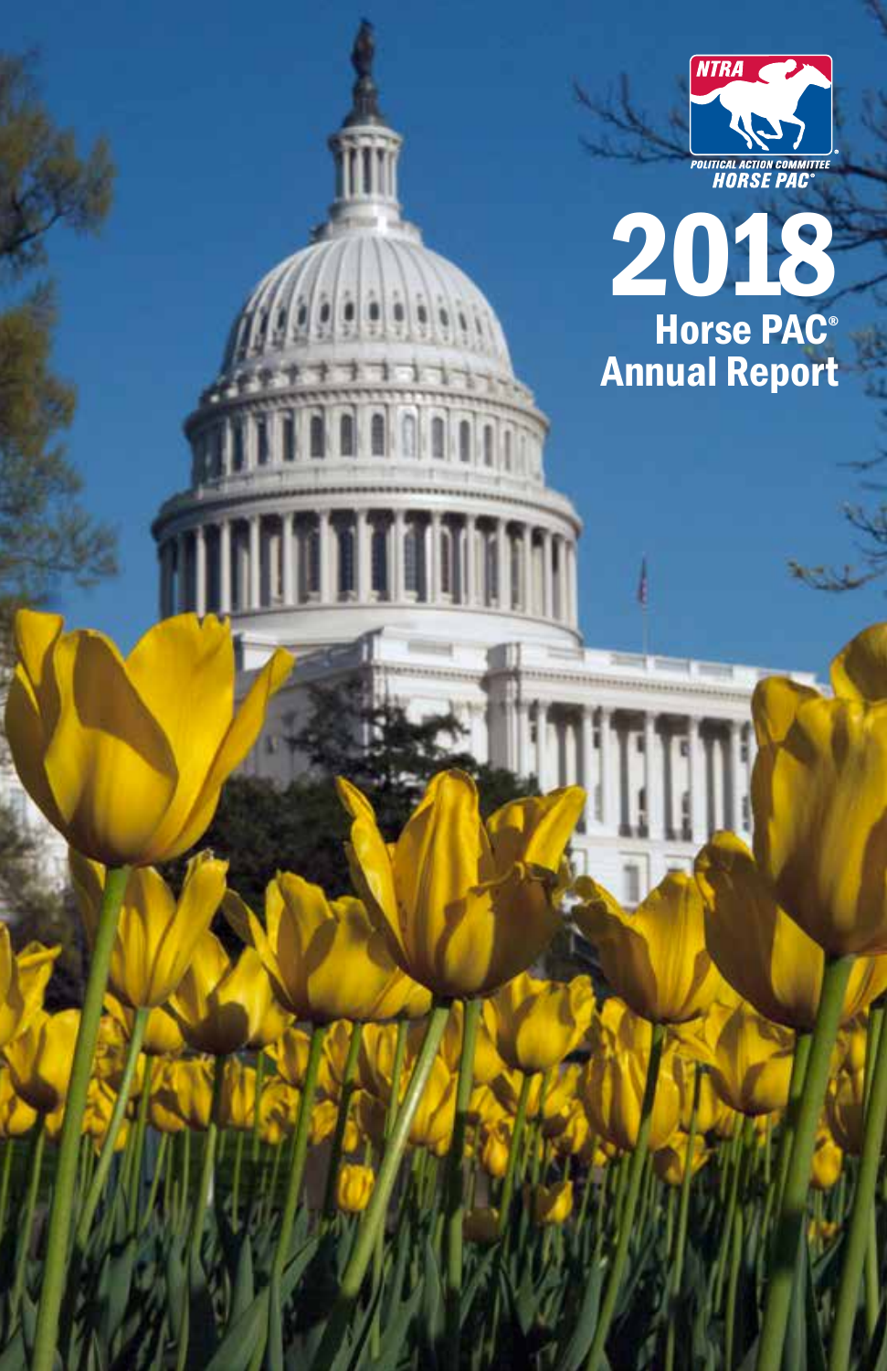NTRA

POLITICAL ACTION COMMITTEE
HORSE PAC®

# 2018
## Horse PAC® Annual Report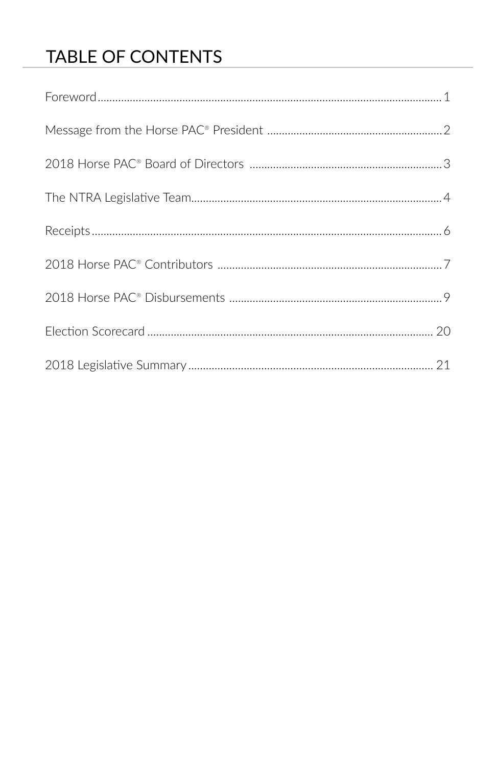# TABLE OF CONTENTS

| | |
|---|---|
| Foreword | 1 |
| Message from the Horse PAC® President | 2 |
| 2018 Horse PAC® Board of Directors | 3 |
| The NTRA Legislative Team | 4 |
| Receipts | 6 |
| 2018 Horse PAC® Contributors | 7 |
| 2018 Horse PAC® Disbursements | 9 |
| Election Scorecard | 20 |
| 2018 Legislative Summary | 21 |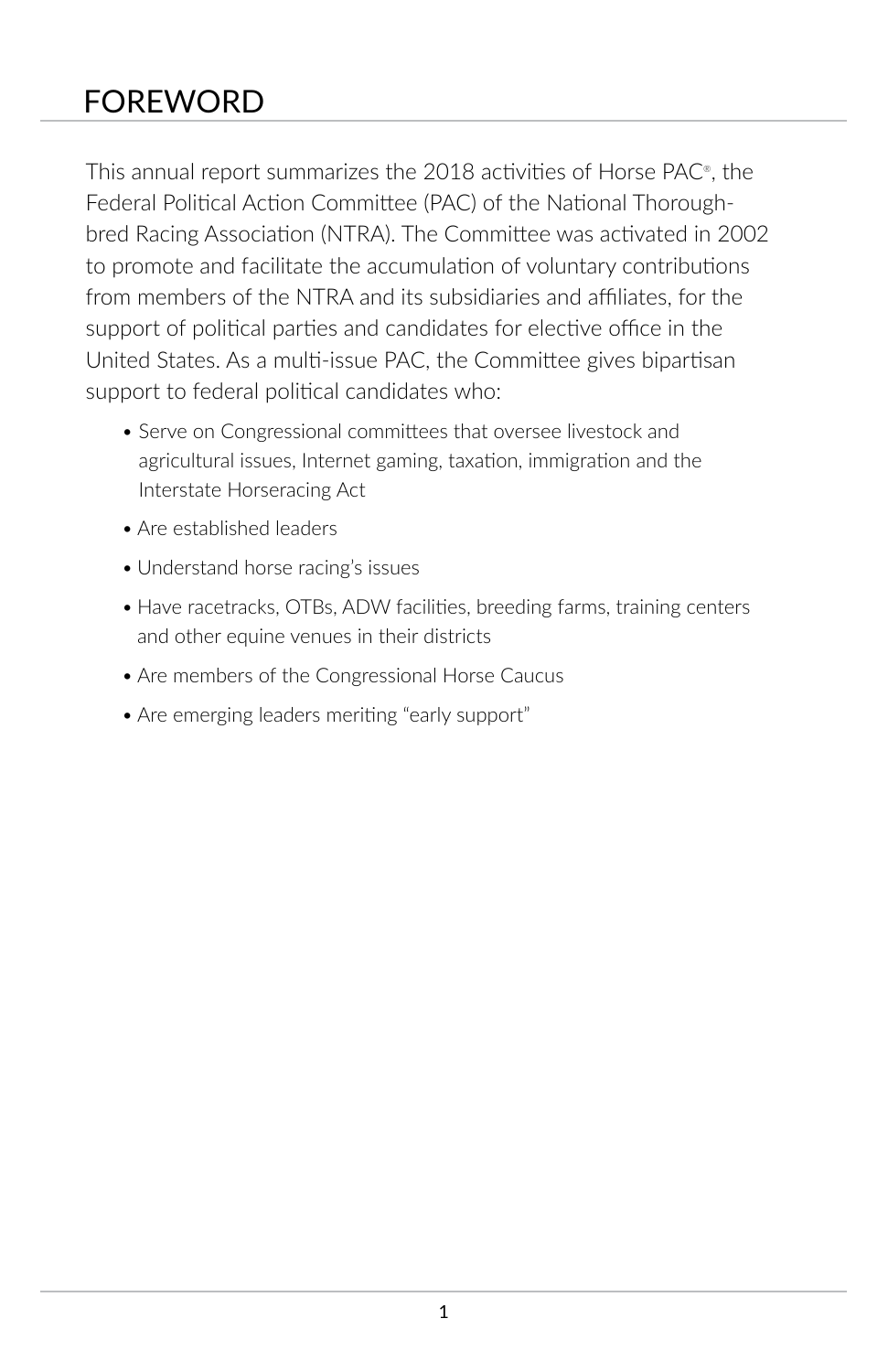# FOREWORD

This annual report summarizes the 2018 activities of Horse PAC®, the Federal Political Action Committee (PAC) of the National Thoroughbred Racing Association (NTRA). The Committee was activated in 2002 to promote and facilitate the accumulation of voluntary contributions from members of the NTRA and its subsidiaries and affiliates, for the support of political parties and candidates for elective office in the United States. As a multi-issue PAC, the Committee gives bipartisan support to federal political candidates who:

- Serve on Congressional committees that oversee livestock and agricultural issues, Internet gaming, taxation, immigration and the Interstate Horseracing Act
- Are established leaders
- Understand horse racing's issues
- Have racetracks, OTBs, ADW facilities, breeding farms, training centers and other equine venues in their districts
- Are members of the Congressional Horse Caucus
- Are emerging leaders meriting "early support"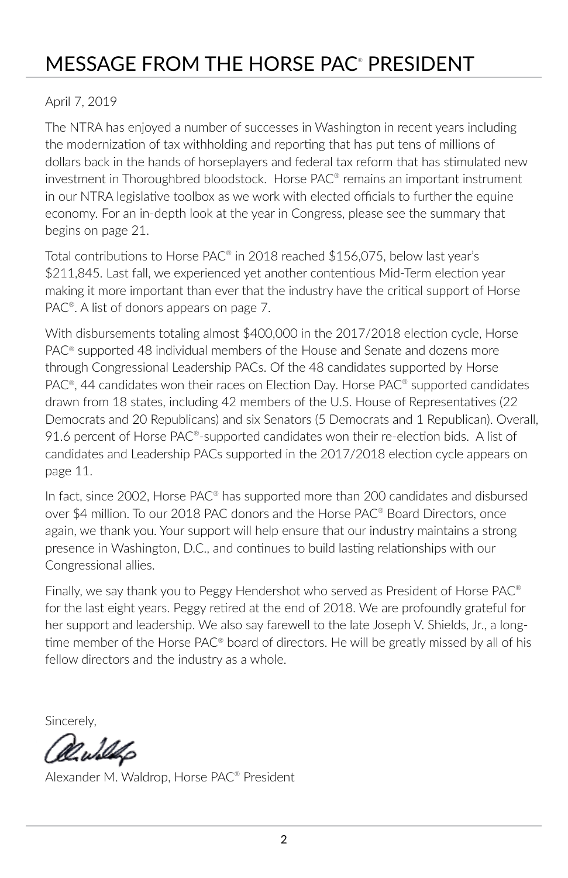# MESSAGE FROM THE HORSE PAC® PRESIDENT

April 7, 2019

The NTRA has enjoyed a number of successes in Washington in recent years including the modernization of tax withholding and reporting that has put tens of millions of dollars back in the hands of horseplayers and federal tax reform that has stimulated new investment in Thoroughbred bloodstock. Horse PAC® remains an important instrument in our NTRA legislative toolbox as we work with elected officials to further the equine economy. For an in-depth look at the year in Congress, please see the summary that begins on page 21.

Total contributions to Horse PAC® in 2018 reached $156,075, below last year's $211,845. Last fall, we experienced yet another contentious Mid-Term election year making it more important than ever that the industry have the critical support of Horse PAC®. A list of donors appears on page 7.

With disbursements totaling almost $400,000 in the 2017/2018 election cycle, Horse PAC® supported 48 individual members of the House and Senate and dozens more through Congressional Leadership PACs. Of the 48 candidates supported by Horse PAC®, 44 candidates won their races on Election Day. Horse PAC® supported candidates drawn from 18 states, including 42 members of the U.S. House of Representatives (22 Democrats and 20 Republicans) and six Senators (5 Democrats and 1 Republican). Overall, 91.6 percent of Horse PAC®-supported candidates won their re-election bids. A list of candidates and Leadership PACs supported in the 2017/2018 election cycle appears on page 11.

In fact, since 2002, Horse PAC® has supported more than 200 candidates and disbursed over $4 million. To our 2018 PAC donors and the Horse PAC® Board Directors, once again, we thank you. Your support will help ensure that our industry maintains a strong presence in Washington, D.C., and continues to build lasting relationships with our Congressional allies.

Finally, we say thank you to Peggy Hendershot who served as President of Horse PAC® for the last eight years. Peggy retired at the end of 2018. We are profoundly grateful for her support and leadership. We also say farewell to the late Joseph V. Shields, Jr., a long-time member of the Horse PAC® board of directors. He will be greatly missed by all of his fellow directors and the industry as a whole.

Sincerely,

Alexander M. Waldrop, Horse PAC® President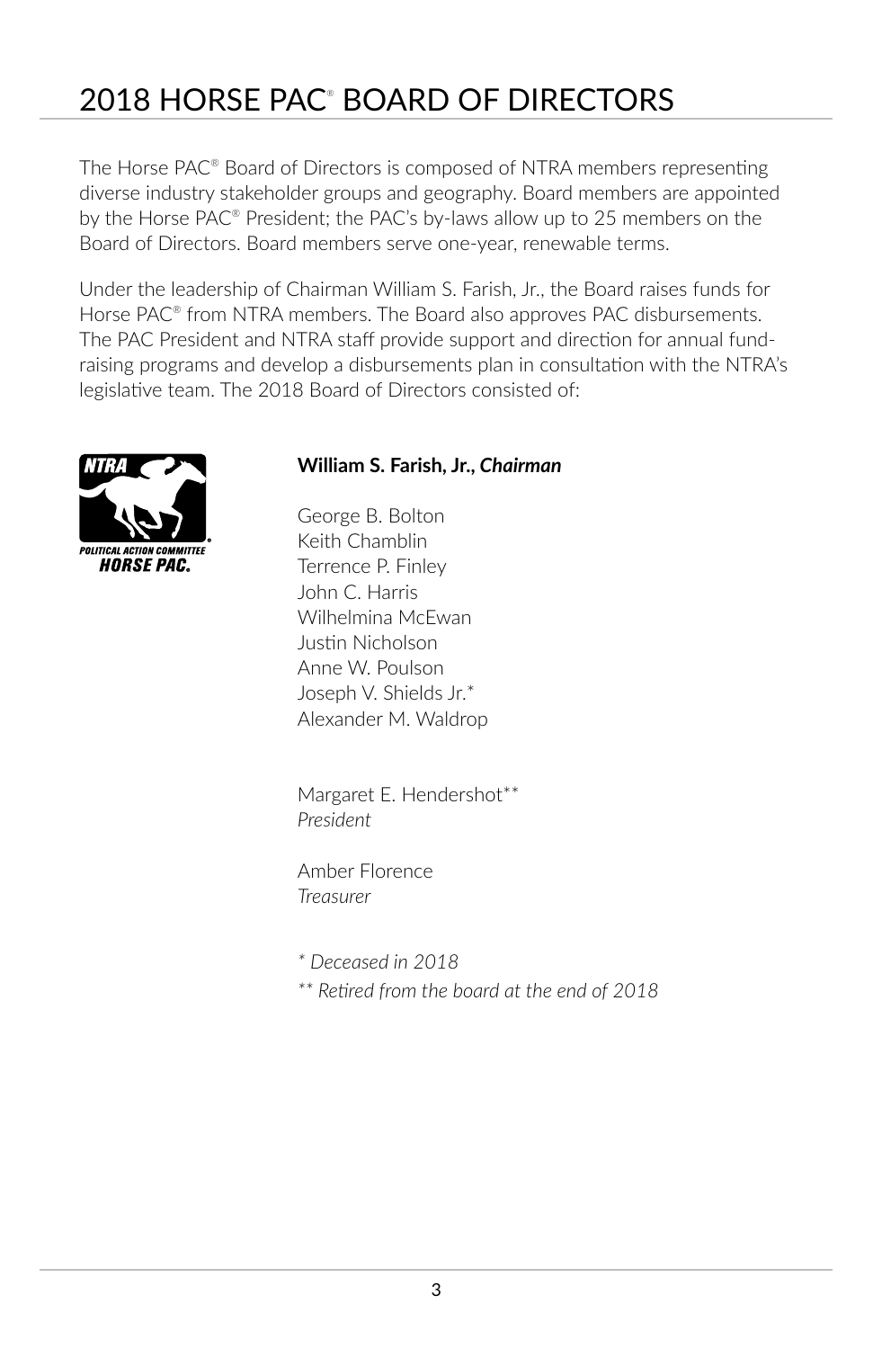# 2018 HORSE PAC® BOARD OF DIRECTORS

The Horse PAC® Board of Directors is composed of NTRA members representing diverse industry stakeholder groups and geography. Board members are appointed by the Horse PAC® President; the PAC's by-laws allow up to 25 members on the Board of Directors. Board members serve one-year, renewable terms.

Under the leadership of Chairman William S. Farish, Jr., the Board raises funds for Horse PAC® from NTRA members. The Board also approves PAC disbursements. The PAC President and NTRA staff provide support and direction for annual fund-raising programs and develop a disbursements plan in consultation with the NTRA's legislative team. The 2018 Board of Directors consisted of:

**William S. Farish, Jr., *Chairman***

George B. Bolton
Keith Chamblin
Terrence P. Finley
John C. Harris
Wilhelmina McEwan
Justin Nicholson
Anne W. Poulson
Joseph V. Shields Jr.*
Alexander M. Waldrop

Margaret E. Hendershot**
*President*

Amber Florence
*Treasurer*

*\* Deceased in 2018*

*\*\* Retired from the board at the end of 2018*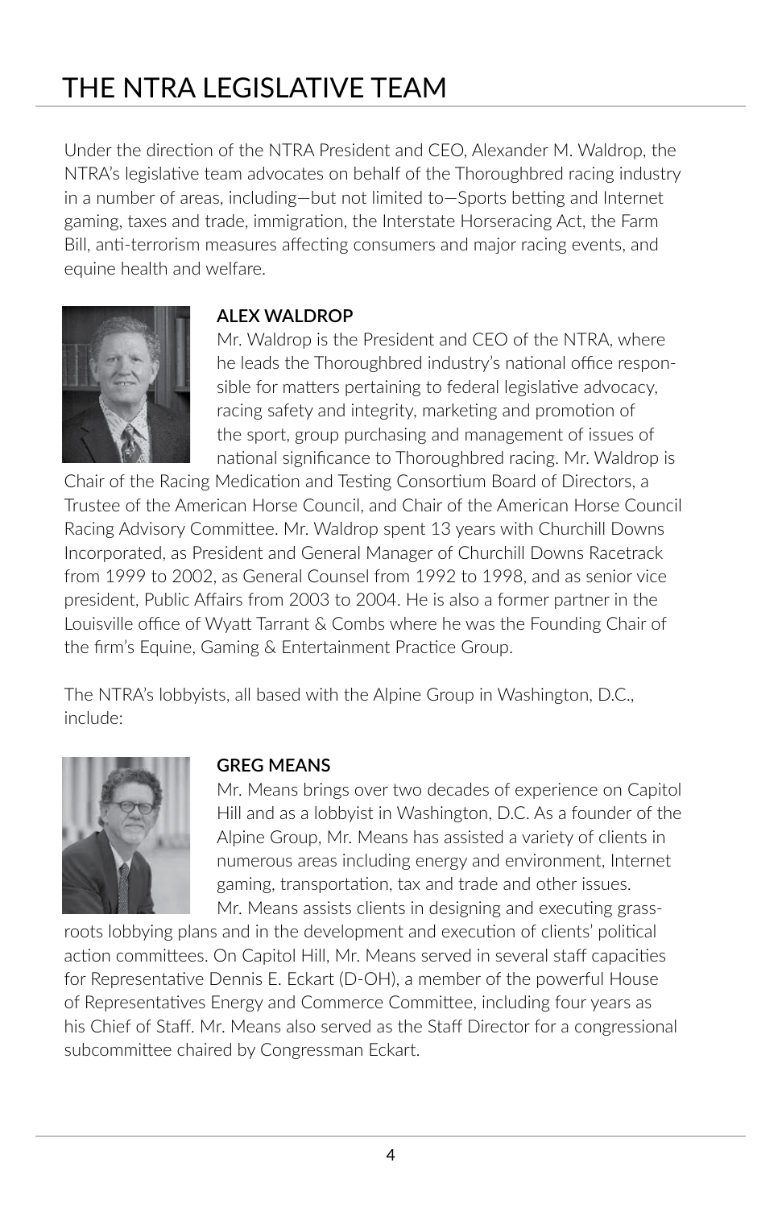# THE NTRA LEGISLATIVE TEAM

Under the direction of the NTRA President and CEO, Alexander M. Waldrop, the NTRA's legislative team advocates on behalf of the Thoroughbred racing industry in a number of areas, including—but not limited to—Sports betting and Internet gaming, taxes and trade, immigration, the Interstate Horseracing Act, the Farm Bill, anti-terrorism measures affecting consumers and major racing events, and equine health and welfare.

**ALEX WALDROP**

Mr. Waldrop is the President and CEO of the NTRA, where he leads the Thoroughbred industry's national office responsible for matters pertaining to federal legislative advocacy, racing safety and integrity, marketing and promotion of the sport, group purchasing and management of issues of national significance to Thoroughbred racing. Mr. Waldrop is Chair of the Racing Medication and Testing Consortium Board of Directors, a Trustee of the American Horse Council, and Chair of the American Horse Council Racing Advisory Committee. Mr. Waldrop spent 13 years with Churchill Downs Incorporated, as President and General Manager of Churchill Downs Racetrack from 1999 to 2002, as General Counsel from 1992 to 1998, and as senior vice president, Public Affairs from 2003 to 2004. He is also a former partner in the Louisville office of Wyatt Tarrant & Combs where he was the Founding Chair of the firm's Equine, Gaming & Entertainment Practice Group.

The NTRA's lobbyists, all based with the Alpine Group in Washington, D.C., include:

**GREG MEANS**

Mr. Means brings over two decades of experience on Capitol Hill and as a lobbyist in Washington, D.C. As a founder of the Alpine Group, Mr. Means has assisted a variety of clients in numerous areas including energy and environment, Internet gaming, transportation, tax and trade and other issues. Mr. Means assists clients in designing and executing grassroots lobbying plans and in the development and execution of clients' political action committees. On Capitol Hill, Mr. Means served in several staff capacities for Representative Dennis E. Eckart (D-OH), a member of the powerful House of Representatives Energy and Commerce Committee, including four years as his Chief of Staff. Mr. Means also served as the Staff Director for a congressional subcommittee chaired by Congressman Eckart.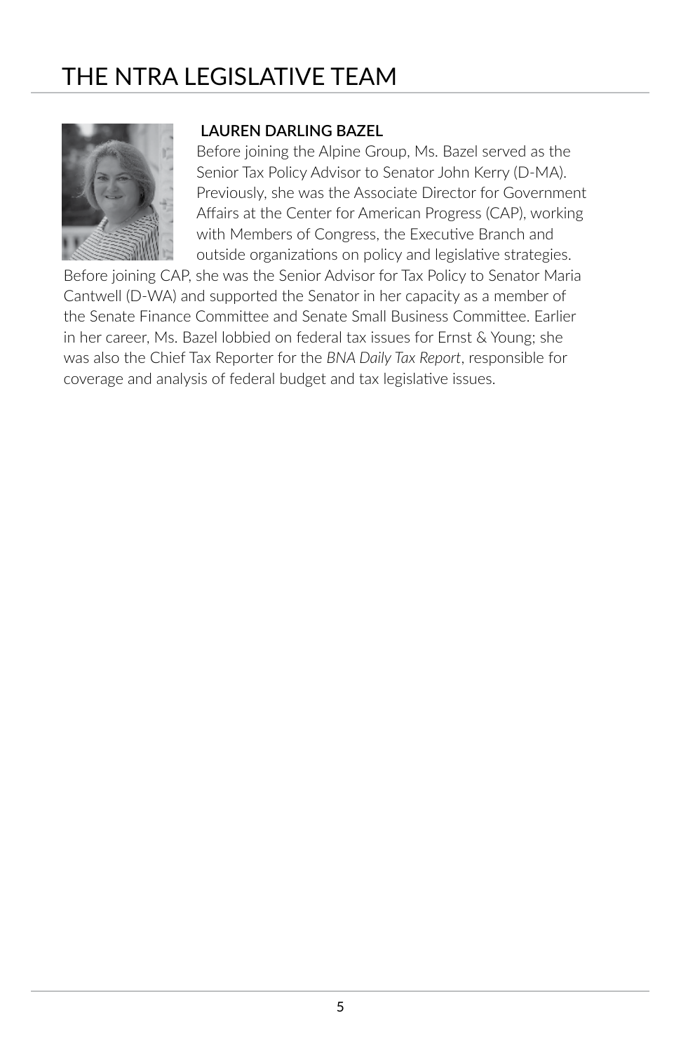# THE NTRA LEGISLATIVE TEAM

**LAUREN DARLING BAZEL**

Before joining the Alpine Group, Ms. Bazel served as the Senior Tax Policy Advisor to Senator John Kerry (D-MA). Previously, she was the Associate Director for Government Affairs at the Center for American Progress (CAP), working with Members of Congress, the Executive Branch and outside organizations on policy and legislative strategies. Before joining CAP, she was the Senior Advisor for Tax Policy to Senator Maria Cantwell (D-WA) and supported the Senator in her capacity as a member of the Senate Finance Committee and Senate Small Business Committee. Earlier in her career, Ms. Bazel lobbied on federal tax issues for Ernst & Young; she was also the Chief Tax Reporter for the *BNA Daily Tax Report*, responsible for coverage and analysis of federal budget and tax legislative issues.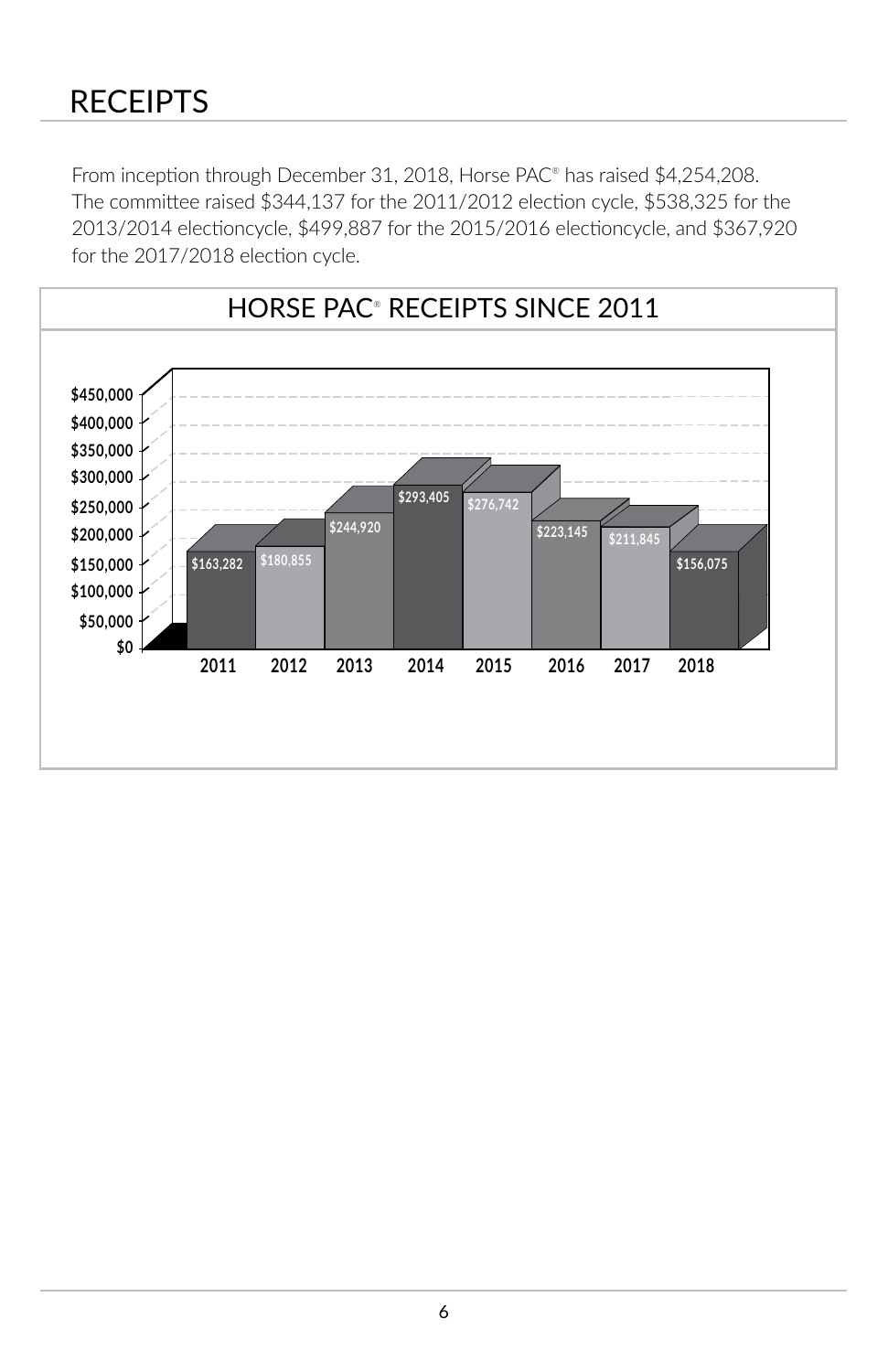# RECEIPTS

From inception through December 31, 2018, Horse PAC® has raised $4,254,208. The committee raised $344,137 for the 2011/2012 election cycle, $538,325 for the 2013/2014 electioncycle, $499,887 for the 2015/2016 electioncycle, and $367,920 for the 2017/2018 election cycle.

## HORSE PAC® RECEIPTS SINCE 2011

| Year | Receipts |
|---|---|
| 2011 | $163,282 |
| 2012 | $180,855 |
| 2013 | $244,920 |
| 2014 | $293,405 |
| 2015 | $276,742 |
| 2016 | $223,145 |
| 2017 | $211,845 |
| 2018 | $156,075 |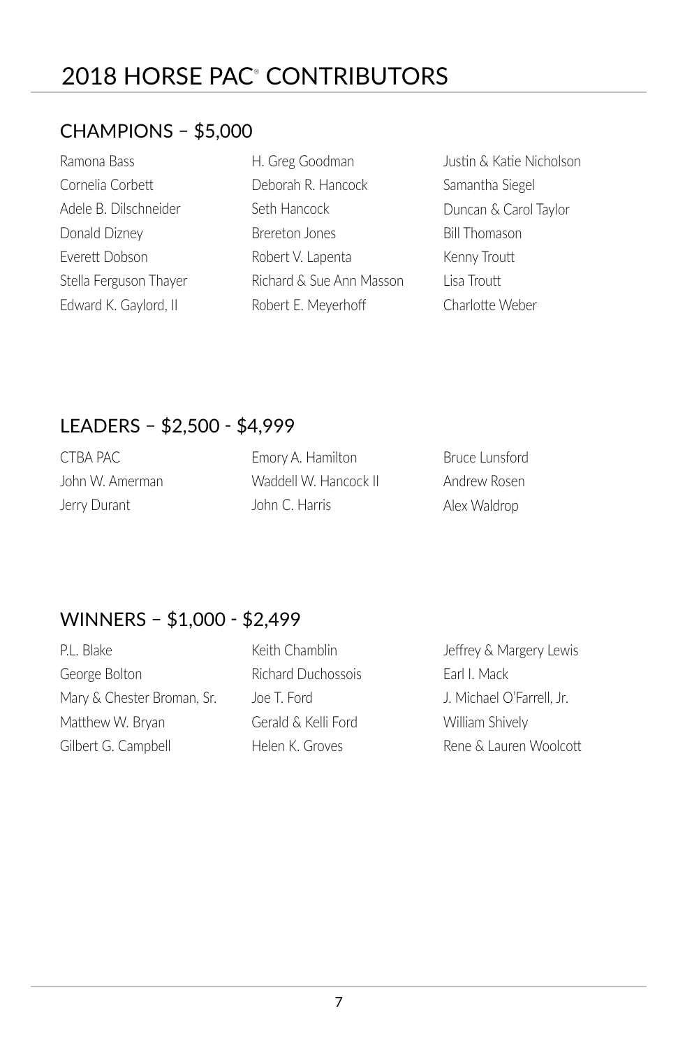# 2018 HORSE PAC® CONTRIBUTORS

## CHAMPIONS – $5,000

Ramona Bass
Cornelia Corbett
Adele B. Dilschneider
Donald Dizney
Everett Dobson
Stella Ferguson Thayer
Edward K. Gaylord, II
H. Greg Goodman
Deborah R. Hancock
Seth Hancock
Brereton Jones
Robert V. Lapenta
Richard & Sue Ann Masson
Robert E. Meyerhoff
Justin & Katie Nicholson
Samantha Siegel
Duncan & Carol Taylor
Bill Thomason
Kenny Troutt
Lisa Troutt
Charlotte Weber

## LEADERS – $2,500 - $4,999

CTBA PAC
John W. Amerman
Jerry Durant
Emory A. Hamilton
Waddell W. Hancock II
John C. Harris
Bruce Lunsford
Andrew Rosen
Alex Waldrop

## WINNERS – $1,000 - $2,499

P.L. Blake
George Bolton
Mary & Chester Broman, Sr.
Matthew W. Bryan
Gilbert G. Campbell
Keith Chamblin
Richard Duchossois
Joe T. Ford
Gerald & Kelli Ford
Helen K. Groves
Jeffrey & Margery Lewis
Earl I. Mack
J. Michael O'Farrell, Jr.
William Shively
Rene & Lauren Woolcott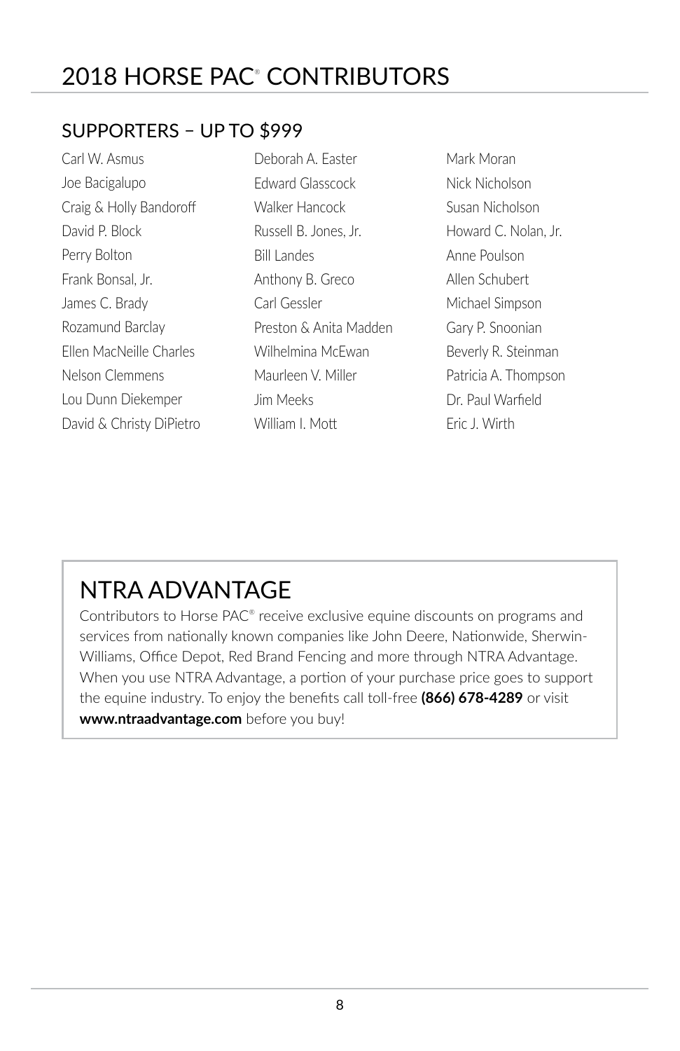# 2018 HORSE PAC® CONTRIBUTORS

## SUPPORTERS – UP TO $999

Carl W. Asmus
Joe Bacigalupo
Craig & Holly Bandoroff
David P. Block
Perry Bolton
Frank Bonsal, Jr.
James C. Brady
Rozamund Barclay
Ellen MacNeille Charles
Nelson Clemmens
Lou Dunn Diekemper
David & Christy DiPietro
Deborah A. Easter
Edward Glasscock
Walker Hancock
Russell B. Jones, Jr.
Bill Landes
Anthony B. Greco
Carl Gessler
Preston & Anita Madden
Wilhelmina McEwan
Maurleen V. Miller
Jim Meeks
William I. Mott
Mark Moran
Nick Nicholson
Susan Nicholson
Howard C. Nolan, Jr.
Anne Poulson
Allen Schubert
Michael Simpson
Gary P. Snoonian
Beverly R. Steinman
Patricia A. Thompson
Dr. Paul Warfield
Eric J. Wirth

## NTRA ADVANTAGE

Contributors to Horse PAC® receive exclusive equine discounts on programs and services from nationally known companies like John Deere, Nationwide, Sherwin-Williams, Office Depot, Red Brand Fencing and more through NTRA Advantage. When you use NTRA Advantage, a portion of your purchase price goes to support the equine industry. To enjoy the benefits call toll-free **(866) 678-4289** or visit **www.ntraadvantage.com** before you buy!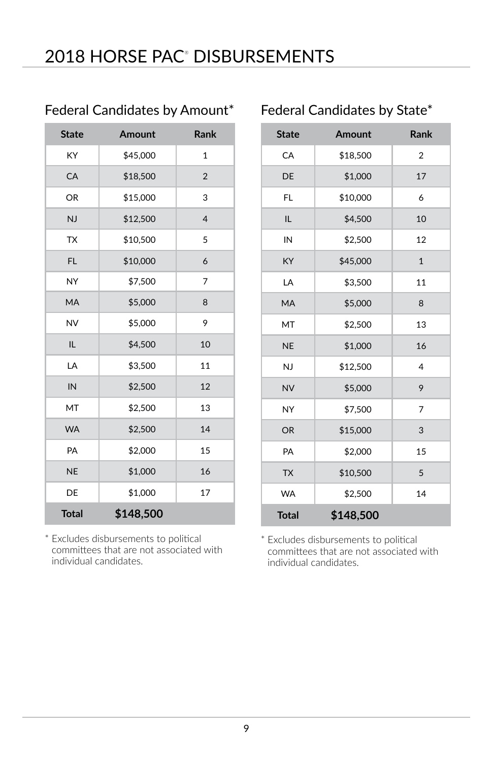# 2018 HORSE PAC® DISBURSEMENTS

## Federal Candidates by Amount*

| State | Amount | Rank |
|---|---|---|
| KY | $45,000 | 1 |
| CA | $18,500 | 2 |
| OR | $15,000 | 3 |
| NJ | $12,500 | 4 |
| TX | $10,500 | 5 |
| FL | $10,000 | 6 |
| NY | $7,500 | 7 |
| MA | $5,000 | 8 |
| NV | $5,000 | 9 |
| IL | $4,500 | 10 |
| LA | $3,500 | 11 |
| IN | $2,500 | 12 |
| MT | $2,500 | 13 |
| WA | $2,500 | 14 |
| PA | $2,000 | 15 |
| NE | $1,000 | 16 |
| DE | $1,000 | 17 |
| **Total** | **$148,500** | |

\* Excludes disbursements to political committees that are not associated with individual candidates.

## Federal Candidates by State*

| State | Amount | Rank |
|---|---|---|
| CA | $18,500 | 2 |
| DE | $1,000 | 17 |
| FL | $10,000 | 6 |
| IL | $4,500 | 10 |
| IN | $2,500 | 12 |
| KY | $45,000 | 1 |
| LA | $3,500 | 11 |
| MA | $5,000 | 8 |
| MT | $2,500 | 13 |
| NE | $1,000 | 16 |
| NJ | $12,500 | 4 |
| NV | $5,000 | 9 |
| NY | $7,500 | 7 |
| OR | $15,000 | 3 |
| PA | $2,000 | 15 |
| TX | $10,500 | 5 |
| WA | $2,500 | 14 |
| **Total** | **$148,500** | |

\* Excludes disbursements to political committees that are not associated with individual candidates.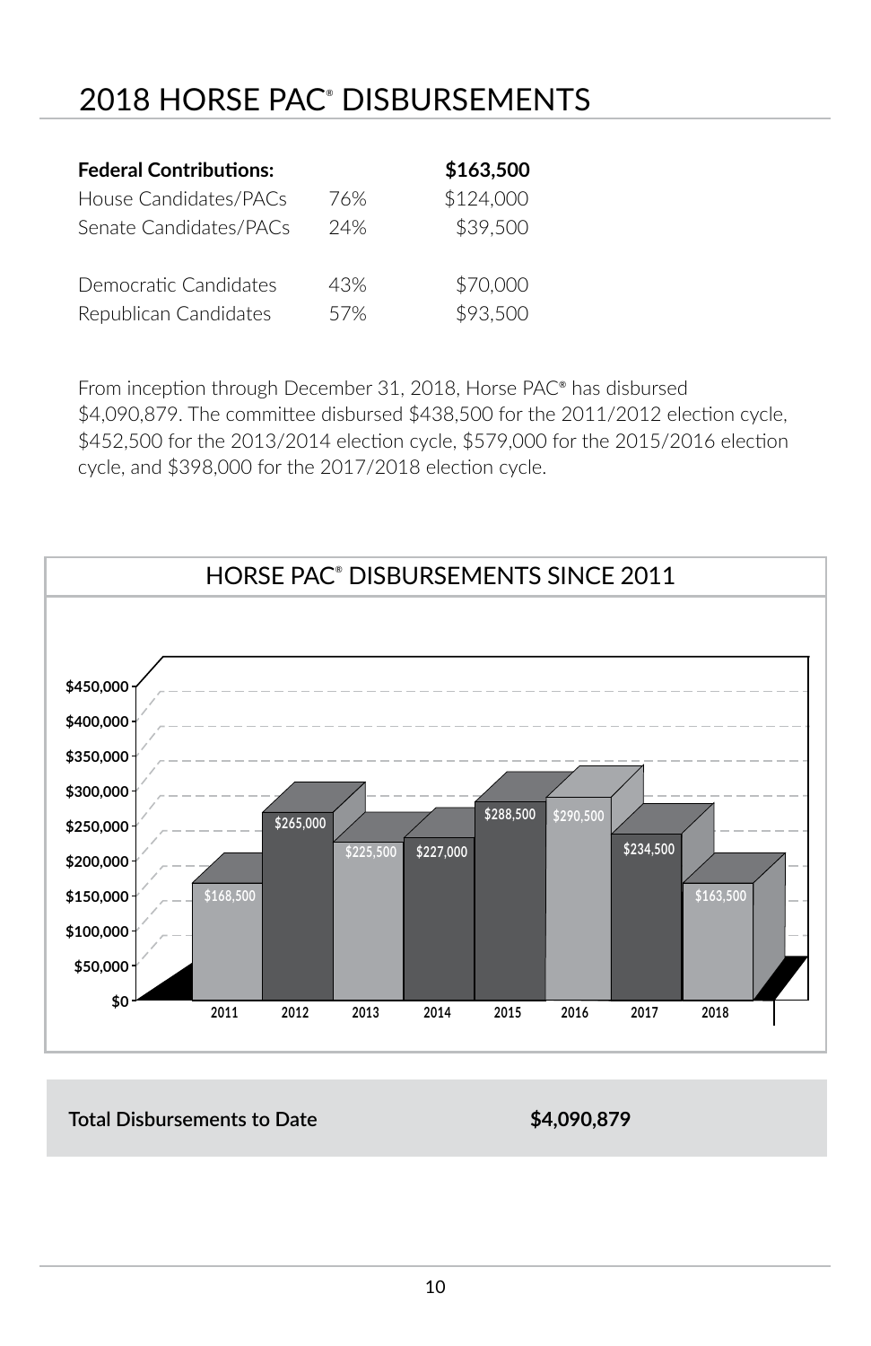# 2018 HORSE PAC® DISBURSEMENTS

| **Federal Contributions:** | | **$163,500** |
|---|---|---|
| House Candidates/PACs | 76% | $124,000 |
| Senate Candidates/PACs | 24% | $39,500 |
| | | |
| Democratic Candidates | 43% | $70,000 |
| Republican Candidates | 57% | $93,500 |

From inception through December 31, 2018, Horse PAC® has disbursed $4,090,879. The committee disbursed $438,500 for the 2011/2012 election cycle, $452,500 for the 2013/2014 election cycle, $579,000 for the 2015/2016 election cycle, and $398,000 for the 2017/2018 election cycle.

## HORSE PAC® DISBURSEMENTS SINCE 2011

| Year | Disbursements |
|---|---|
| 2011 | $168,500 |
| 2012 | $265,000 |
| 2013 | $225,500 |
| 2014 | $227,000 |
| 2015 | $288,500 |
| 2016 | $290,500 |
| 2017 | $234,500 |
| 2018 | $163,500 |

| **Total Disbursements to Date** | **$4,090,879** |
|---|---|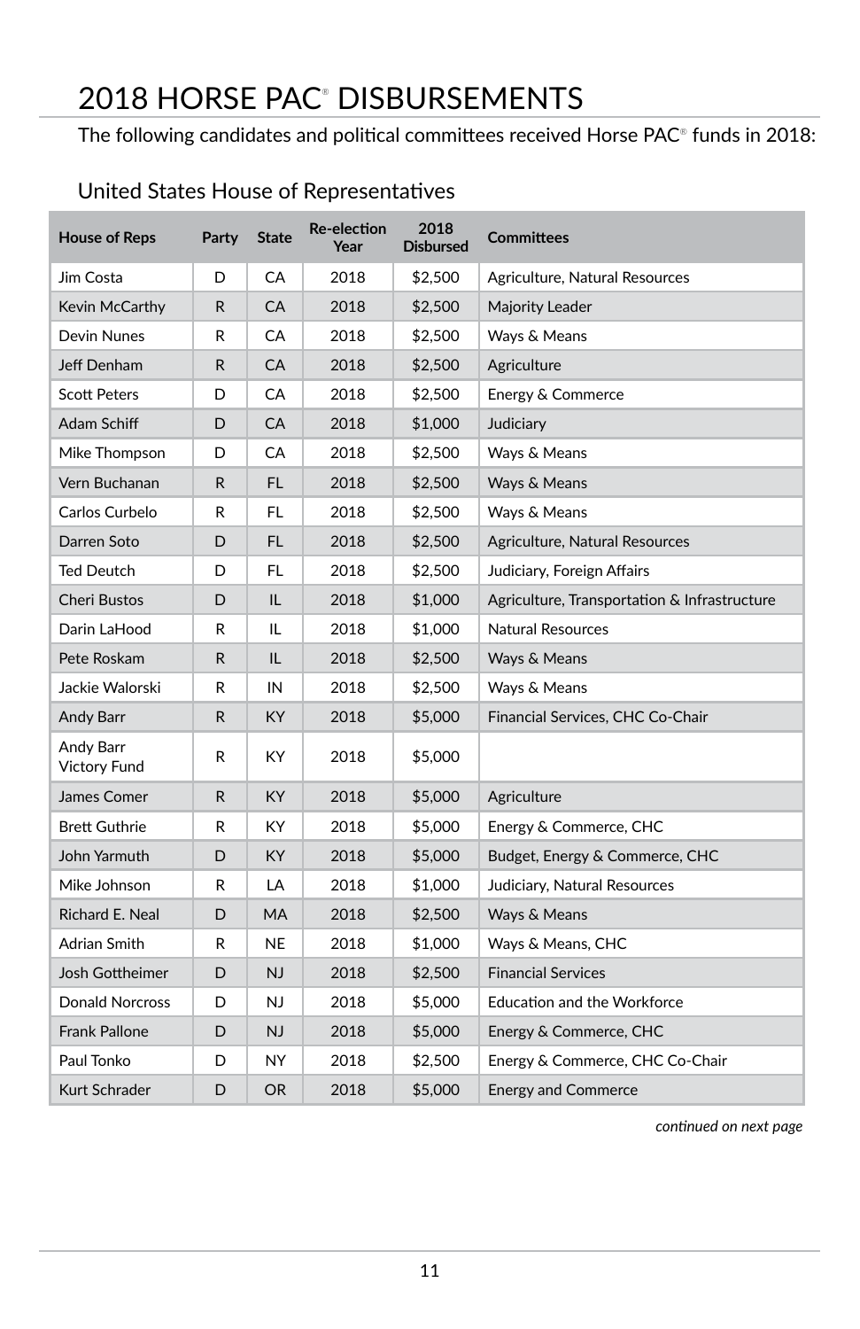# 2018 HORSE PAC® DISBURSEMENTS

The following candidates and political committees received Horse PAC® funds in 2018:

## United States House of Representatives

| House of Reps | Party | State | Re-election Year | 2018 Disbursed | Committees |
|---|---|---|---|---|---|
| Jim Costa | D | CA | 2018 | $2,500 | Agriculture, Natural Resources |
| Kevin McCarthy | R | CA | 2018 | $2,500 | Majority Leader |
| Devin Nunes | R | CA | 2018 | $2,500 | Ways & Means |
| Jeff Denham | R | CA | 2018 | $2,500 | Agriculture |
| Scott Peters | D | CA | 2018 | $2,500 | Energy & Commerce |
| Adam Schiff | D | CA | 2018 | $1,000 | Judiciary |
| Mike Thompson | D | CA | 2018 | $2,500 | Ways & Means |
| Vern Buchanan | R | FL | 2018 | $2,500 | Ways & Means |
| Carlos Curbelo | R | FL | 2018 | $2,500 | Ways & Means |
| Darren Soto | D | FL | 2018 | $2,500 | Agriculture, Natural Resources |
| Ted Deutch | D | FL | 2018 | $2,500 | Judiciary, Foreign Affairs |
| Cheri Bustos | D | IL | 2018 | $1,000 | Agriculture, Transportation & Infrastructure |
| Darin LaHood | R | IL | 2018 | $1,000 | Natural Resources |
| Pete Roskam | R | IL | 2018 | $2,500 | Ways & Means |
| Jackie Walorski | R | IN | 2018 | $2,500 | Ways & Means |
| Andy Barr | R | KY | 2018 | $5,000 | Financial Services, CHC Co-Chair |
| Andy Barr Victory Fund | R | KY | 2018 | $5,000 | |
| James Comer | R | KY | 2018 | $5,000 | Agriculture |
| Brett Guthrie | R | KY | 2018 | $5,000 | Energy & Commerce, CHC |
| John Yarmuth | D | KY | 2018 | $5,000 | Budget, Energy & Commerce, CHC |
| Mike Johnson | R | LA | 2018 | $1,000 | Judiciary, Natural Resources |
| Richard E. Neal | D | MA | 2018 | $2,500 | Ways & Means |
| Adrian Smith | R | NE | 2018 | $1,000 | Ways & Means, CHC |
| Josh Gottheimer | D | NJ | 2018 | $2,500 | Financial Services |
| Donald Norcross | D | NJ | 2018 | $5,000 | Education and the Workforce |
| Frank Pallone | D | NJ | 2018 | $5,000 | Energy & Commerce, CHC |
| Paul Tonko | D | NY | 2018 | $2,500 | Energy & Commerce, CHC Co-Chair |
| Kurt Schrader | D | OR | 2018 | $5,000 | Energy and Commerce |

*continued on next page*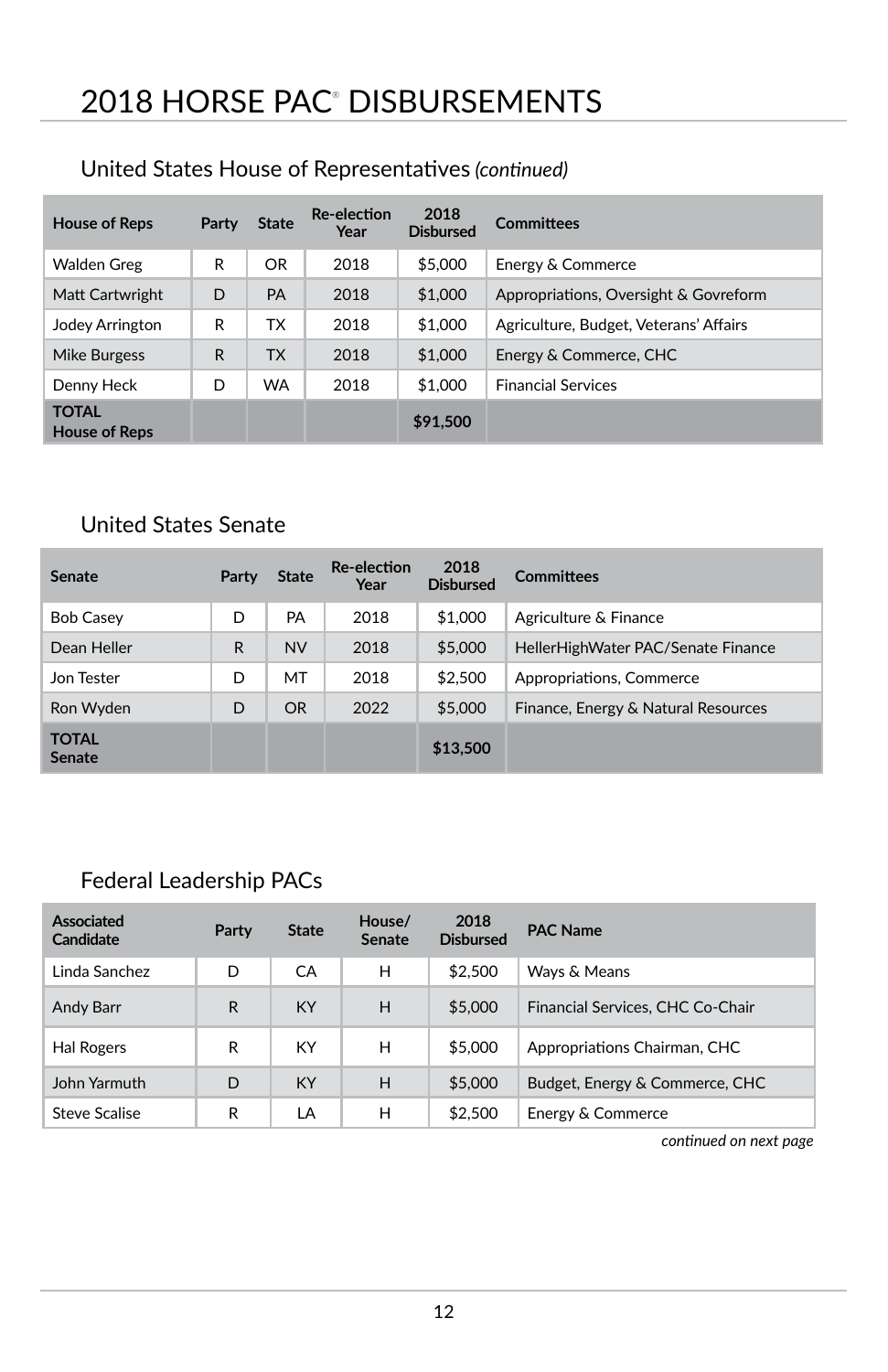# 2018 HORSE PAC® DISBURSEMENTS

## United States House of Representatives *(continued)*

| House of Reps | Party | State | Re-election Year | 2018 Disbursed | Committees |
|---|---|---|---|---|---|
| Walden Greg | R | OR | 2018 | $5,000 | Energy & Commerce |
| Matt Cartwright | D | PA | 2018 | $1,000 | Appropriations, Oversight & Govreform |
| Jodey Arrington | R | TX | 2018 | $1,000 | Agriculture, Budget, Veterans' Affairs |
| Mike Burgess | R | TX | 2018 | $1,000 | Energy & Commerce, CHC |
| Denny Heck | D | WA | 2018 | $1,000 | Financial Services |
| **TOTAL House of Reps** | | | | **$91,500** | |

## United States Senate

| Senate | Party | State | Re-election Year | 2018 Disbursed | Committees |
|---|---|---|---|---|---|
| Bob Casey | D | PA | 2018 | $1,000 | Agriculture & Finance |
| Dean Heller | R | NV | 2018 | $5,000 | HellerHighWater PAC/Senate Finance |
| Jon Tester | D | MT | 2018 | $2,500 | Appropriations, Commerce |
| Ron Wyden | D | OR | 2022 | $5,000 | Finance, Energy & Natural Resources |
| **TOTAL Senate** | | | | **$13,500** | |

## Federal Leadership PACs

| Associated Candidate | Party | State | House/ Senate | 2018 Disbursed | PAC Name |
|---|---|---|---|---|---|
| Linda Sanchez | D | CA | H | $2,500 | Ways & Means |
| Andy Barr | R | KY | H | $5,000 | Financial Services, CHC Co-Chair |
| Hal Rogers | R | KY | H | $5,000 | Appropriations Chairman, CHC |
| John Yarmuth | D | KY | H | $5,000 | Budget, Energy & Commerce, CHC |
| Steve Scalise | R | LA | H | $2,500 | Energy & Commerce |

*continued on next page*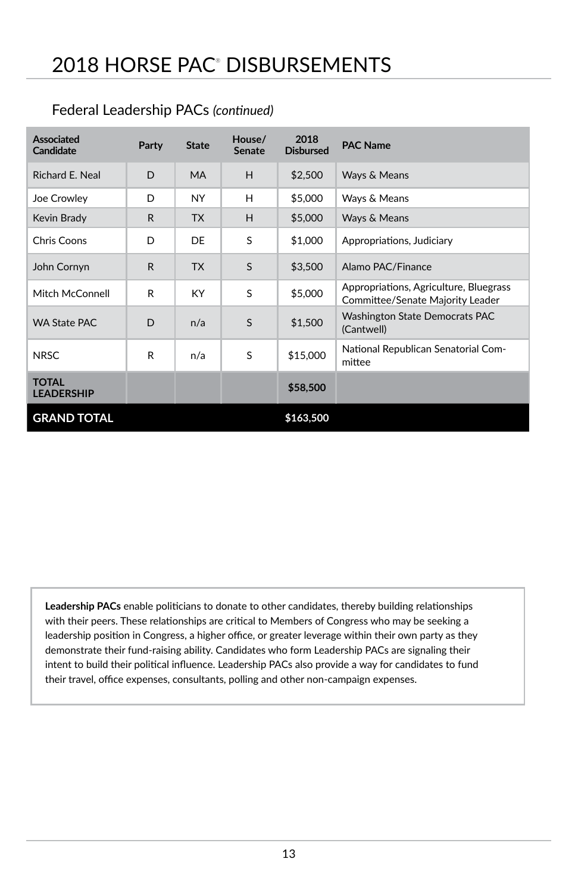# 2018 HORSE PAC® DISBURSEMENTS

## Federal Leadership PACs *(continued)*

| Associated Candidate | Party | State | House/ Senate | 2018 Disbursed | PAC Name |
|---|---|---|---|---|---|
| Richard E. Neal | D | MA | H | $2,500 | Ways & Means |
| Joe Crowley | D | NY | H | $5,000 | Ways & Means |
| Kevin Brady | R | TX | H | $5,000 | Ways & Means |
| Chris Coons | D | DE | S | $1,000 | Appropriations, Judiciary |
| John Cornyn | R | TX | S | $3,500 | Alamo PAC/Finance |
| Mitch McConnell | R | KY | S | $5,000 | Appropriations, Agriculture, Bluegrass Committee/Senate Majority Leader |
| WA State PAC | D | n/a | S | $1,500 | Washington State Democrats PAC (Cantwell) |
| NRSC | R | n/a | S | $15,000 | National Republican Senatorial Committee |
| **TOTAL LEADERSHIP** | | | | **$58,500** | |
| **GRAND TOTAL** | | | | **$163,500** | |

**Leadership PACs** enable politicians to donate to other candidates, thereby building relationships with their peers. These relationships are critical to Members of Congress who may be seeking a leadership position in Congress, a higher office, or greater leverage within their own party as they demonstrate their fund-raising ability. Candidates who form Leadership PACs are signaling their intent to build their political influence. Leadership PACs also provide a way for candidates to fund their travel, office expenses, consultants, polling and other non-campaign expenses.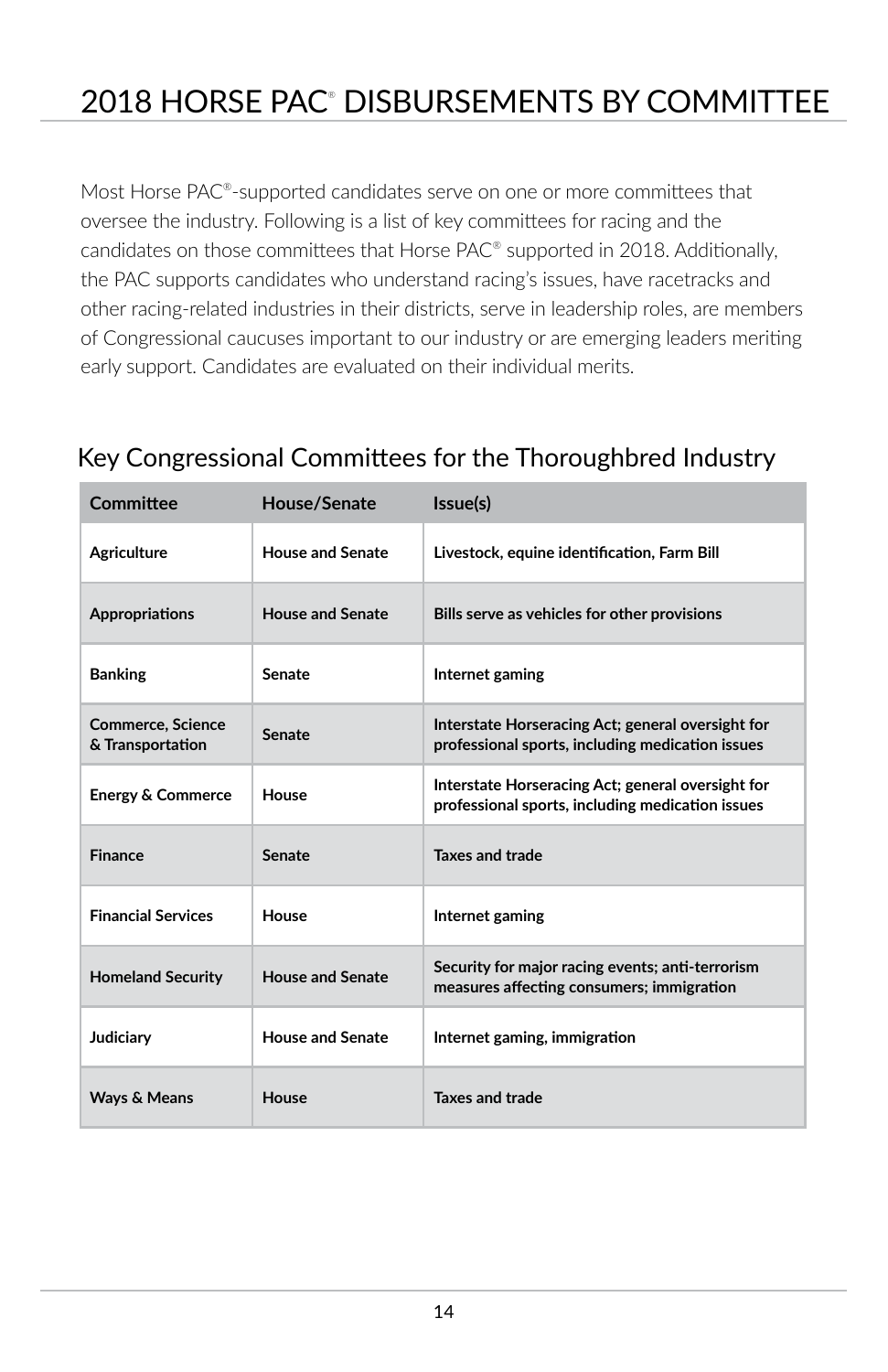# 2018 HORSE PAC® DISBURSEMENTS BY COMMITTEE

Most Horse PAC®-supported candidates serve on one or more committees that oversee the industry. Following is a list of key committees for racing and the candidates on those committees that Horse PAC® supported in 2018. Additionally, the PAC supports candidates who understand racing's issues, have racetracks and other racing-related industries in their districts, serve in leadership roles, are members of Congressional caucuses important to our industry or are emerging leaders meriting early support. Candidates are evaluated on their individual merits.

## Key Congressional Committees for the Thoroughbred Industry

| Committee | House/Senate | Issue(s) |
| --- | --- | --- |
| **Agriculture** | **House and Senate** | **Livestock, equine identification, Farm Bill** |
| **Appropriations** | **House and Senate** | **Bills serve as vehicles for other provisions** |
| **Banking** | **Senate** | **Internet gaming** |
| **Commerce, Science & Transportation** | **Senate** | **Interstate Horseracing Act; general oversight for professional sports, including medication issues** |
| **Energy & Commerce** | **House** | **Interstate Horseracing Act; general oversight for professional sports, including medication issues** |
| **Finance** | **Senate** | **Taxes and trade** |
| **Financial Services** | **House** | **Internet gaming** |
| **Homeland Security** | **House and Senate** | **Security for major racing events; anti-terrorism measures affecting consumers; immigration** |
| **Judiciary** | **House and Senate** | **Internet gaming, immigration** |
| **Ways & Means** | **House** | **Taxes and trade** |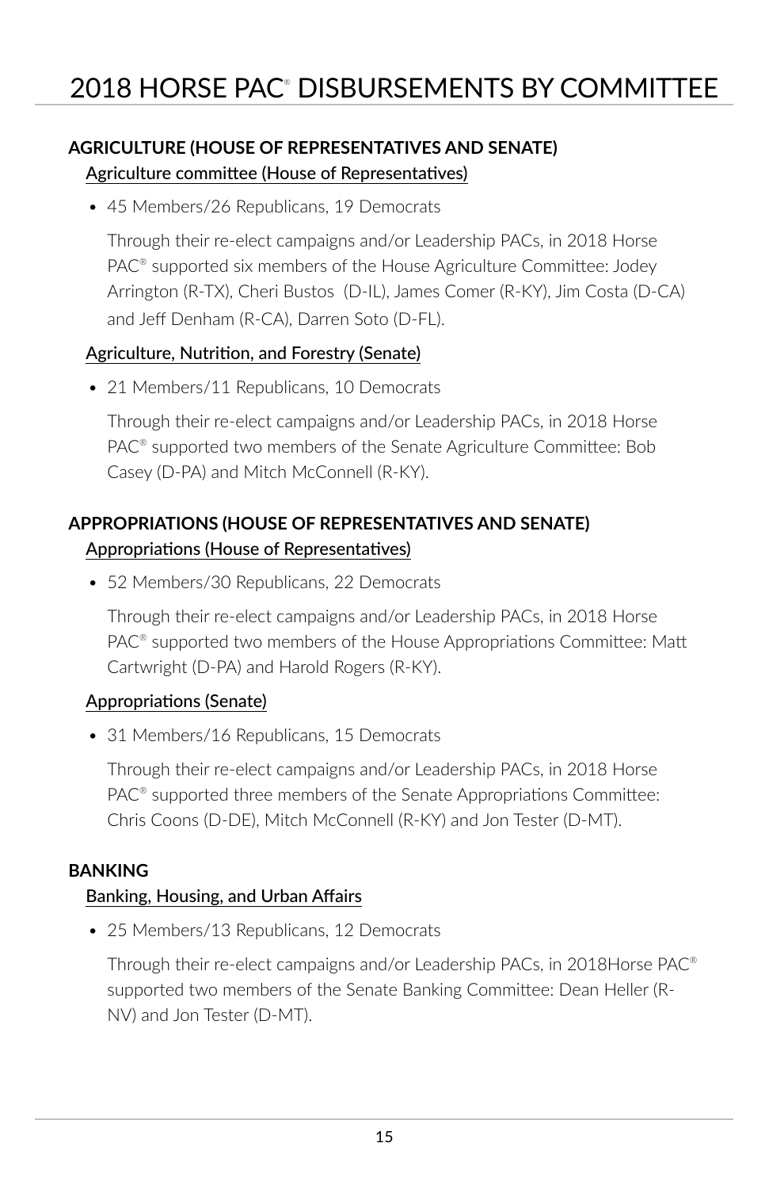# 2018 HORSE PAC® DISBURSEMENTS BY COMMITTEE

## AGRICULTURE (HOUSE OF REPRESENTATIVES AND SENATE)

### Agriculture committee (House of Representatives)

- 45 Members/26 Republicans, 19 Democrats

  Through their re-elect campaigns and/or Leadership PACs, in 2018 Horse PAC® supported six members of the House Agriculture Committee: Jodey Arrington (R-TX), Cheri Bustos (D-IL), James Comer (R-KY), Jim Costa (D-CA) and Jeff Denham (R-CA), Darren Soto (D-FL).

### Agriculture, Nutrition, and Forestry (Senate)

- 21 Members/11 Republicans, 10 Democrats

  Through their re-elect campaigns and/or Leadership PACs, in 2018 Horse PAC® supported two members of the Senate Agriculture Committee: Bob Casey (D-PA) and Mitch McConnell (R-KY).

## APPROPRIATIONS (HOUSE OF REPRESENTATIVES AND SENATE)

### Appropriations (House of Representatives)

- 52 Members/30 Republicans, 22 Democrats

  Through their re-elect campaigns and/or Leadership PACs, in 2018 Horse PAC® supported two members of the House Appropriations Committee: Matt Cartwright (D-PA) and Harold Rogers (R-KY).

### Appropriations (Senate)

- 31 Members/16 Republicans, 15 Democrats

  Through their re-elect campaigns and/or Leadership PACs, in 2018 Horse PAC® supported three members of the Senate Appropriations Committee: Chris Coons (D-DE), Mitch McConnell (R-KY) and Jon Tester (D-MT).

## BANKING

### Banking, Housing, and Urban Affairs

- 25 Members/13 Republicans, 12 Democrats

  Through their re-elect campaigns and/or Leadership PACs, in 2018Horse PAC® supported two members of the Senate Banking Committee: Dean Heller (R-NV) and Jon Tester (D-MT).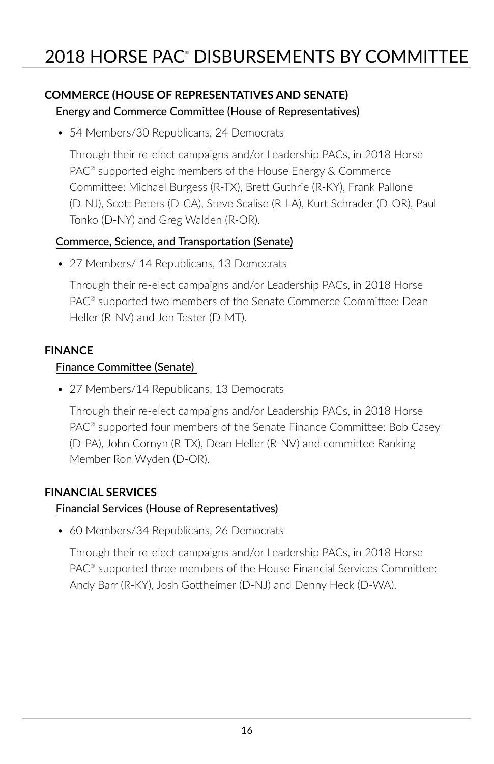# 2018 HORSE PAC® DISBURSEMENTS BY COMMITTEE

## COMMERCE (HOUSE OF REPRESENTATIVES AND SENATE)

### Energy and Commerce Committee (House of Representatives)

- 54 Members/30 Republicans, 24 Democrats

  Through their re-elect campaigns and/or Leadership PACs, in 2018 Horse PAC® supported eight members of the House Energy & Commerce Committee: Michael Burgess (R-TX), Brett Guthrie (R-KY), Frank Pallone (D-NJ), Scott Peters (D-CA), Steve Scalise (R-LA), Kurt Schrader (D-OR), Paul Tonko (D-NY) and Greg Walden (R-OR).

### Commerce, Science, and Transportation (Senate)

- 27 Members/ 14 Republicans, 13 Democrats

  Through their re-elect campaigns and/or Leadership PACs, in 2018 Horse PAC® supported two members of the Senate Commerce Committee: Dean Heller (R-NV) and Jon Tester (D-MT).

## FINANCE

### Finance Committee (Senate)

- 27 Members/14 Republicans, 13 Democrats

  Through their re-elect campaigns and/or Leadership PACs, in 2018 Horse PAC® supported four members of the Senate Finance Committee: Bob Casey (D-PA), John Cornyn (R-TX), Dean Heller (R-NV) and committee Ranking Member Ron Wyden (D-OR).

## FINANCIAL SERVICES

### Financial Services (House of Representatives)

- 60 Members/34 Republicans, 26 Democrats

  Through their re-elect campaigns and/or Leadership PACs, in 2018 Horse PAC® supported three members of the House Financial Services Committee: Andy Barr (R-KY), Josh Gottheimer (D-NJ) and Denny Heck (D-WA).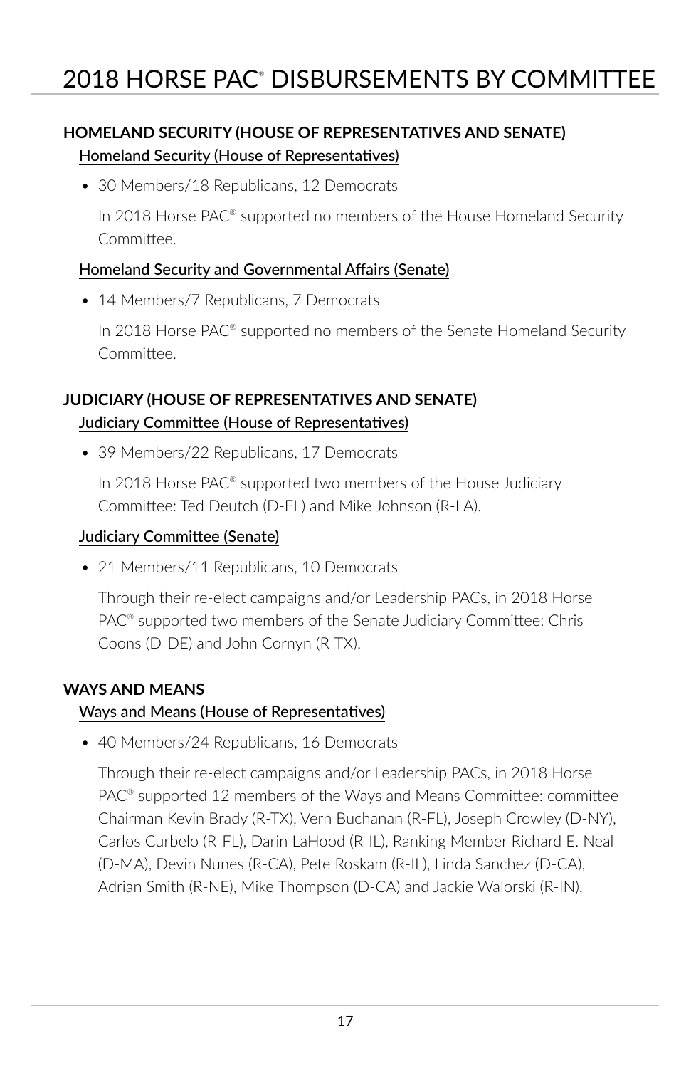# 2018 HORSE PAC® DISBURSEMENTS BY COMMITTEE

## HOMELAND SECURITY (HOUSE OF REPRESENTATIVES AND SENATE)

### Homeland Security (House of Representatives)

- 30 Members/18 Republicans, 12 Democrats

  In 2018 Horse PAC® supported no members of the House Homeland Security Committee.

### Homeland Security and Governmental Affairs (Senate)

- 14 Members/7 Republicans, 7 Democrats

  In 2018 Horse PAC® supported no members of the Senate Homeland Security Committee.

## JUDICIARY (HOUSE OF REPRESENTATIVES AND SENATE)

### Judiciary Committee (House of Representatives)

- 39 Members/22 Republicans, 17 Democrats

  In 2018 Horse PAC® supported two members of the House Judiciary Committee: Ted Deutch (D-FL) and Mike Johnson (R-LA).

### Judiciary Committee (Senate)

- 21 Members/11 Republicans, 10 Democrats

  Through their re-elect campaigns and/or Leadership PACs, in 2018 Horse PAC® supported two members of the Senate Judiciary Committee: Chris Coons (D-DE) and John Cornyn (R-TX).

## WAYS AND MEANS

### Ways and Means (House of Representatives)

- 40 Members/24 Republicans, 16 Democrats

  Through their re-elect campaigns and/or Leadership PACs, in 2018 Horse PAC® supported 12 members of the Ways and Means Committee: committee Chairman Kevin Brady (R-TX), Vern Buchanan (R-FL), Joseph Crowley (D-NY), Carlos Curbelo (R-FL), Darin LaHood (R-IL), Ranking Member Richard E. Neal (D-MA), Devin Nunes (R-CA), Pete Roskam (R-IL), Linda Sanchez (D-CA), Adrian Smith (R-NE), Mike Thompson (D-CA) and Jackie Walorski (R-IN).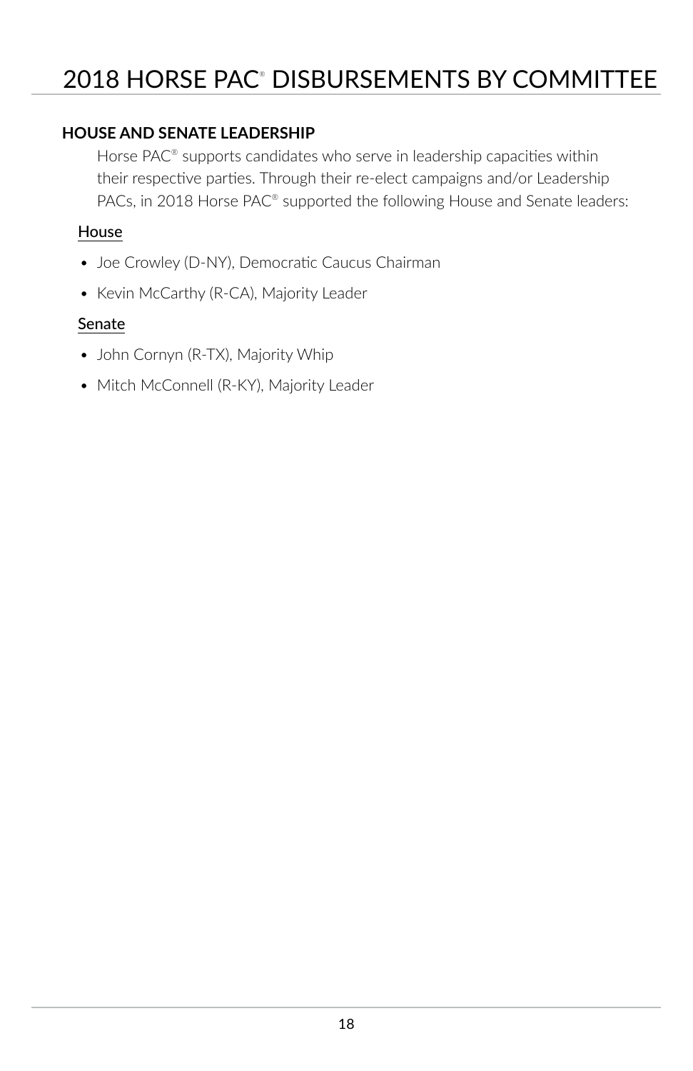# 2018 HORSE PAC® DISBURSEMENTS BY COMMITTEE

## HOUSE AND SENATE LEADERSHIP

Horse PAC® supports candidates who serve in leadership capacities within their respective parties. Through their re-elect campaigns and/or Leadership PACs, in 2018 Horse PAC® supported the following House and Senate leaders:

### House

- Joe Crowley (D-NY), Democratic Caucus Chairman
- Kevin McCarthy (R-CA), Majority Leader

### Senate

- John Cornyn (R-TX), Majority Whip
- Mitch McConnell (R-KY), Majority Leader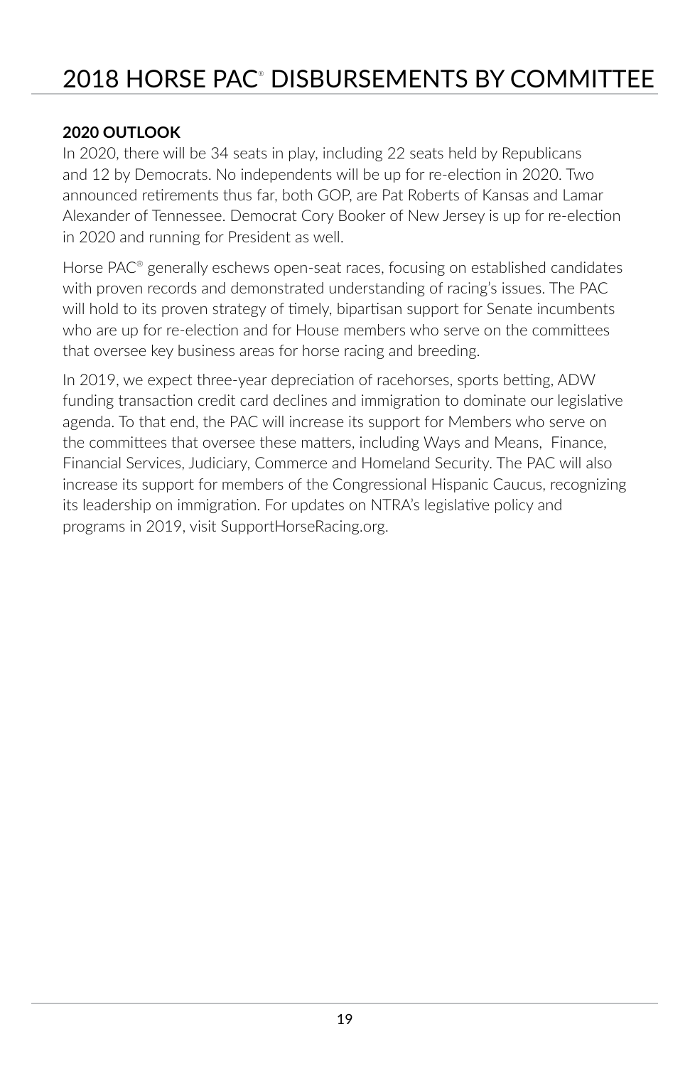# 2018 HORSE PAC® DISBURSEMENTS BY COMMITTEE

**2020 OUTLOOK**

In 2020, there will be 34 seats in play, including 22 seats held by Republicans and 12 by Democrats. No independents will be up for re-election in 2020. Two announced retirements thus far, both GOP, are Pat Roberts of Kansas and Lamar Alexander of Tennessee. Democrat Cory Booker of New Jersey is up for re-election in 2020 and running for President as well.

Horse PAC® generally eschews open-seat races, focusing on established candidates with proven records and demonstrated understanding of racing's issues. The PAC will hold to its proven strategy of timely, bipartisan support for Senate incumbents who are up for re-election and for House members who serve on the committees that oversee key business areas for horse racing and breeding.

In 2019, we expect three-year depreciation of racehorses, sports betting, ADW funding transaction credit card declines and immigration to dominate our legislative agenda. To that end, the PAC will increase its support for Members who serve on the committees that oversee these matters, including Ways and Means, Finance, Financial Services, Judiciary, Commerce and Homeland Security. The PAC will also increase its support for members of the Congressional Hispanic Caucus, recognizing its leadership on immigration. For updates on NTRA's legislative policy and programs in 2019, visit SupportHorseRacing.org.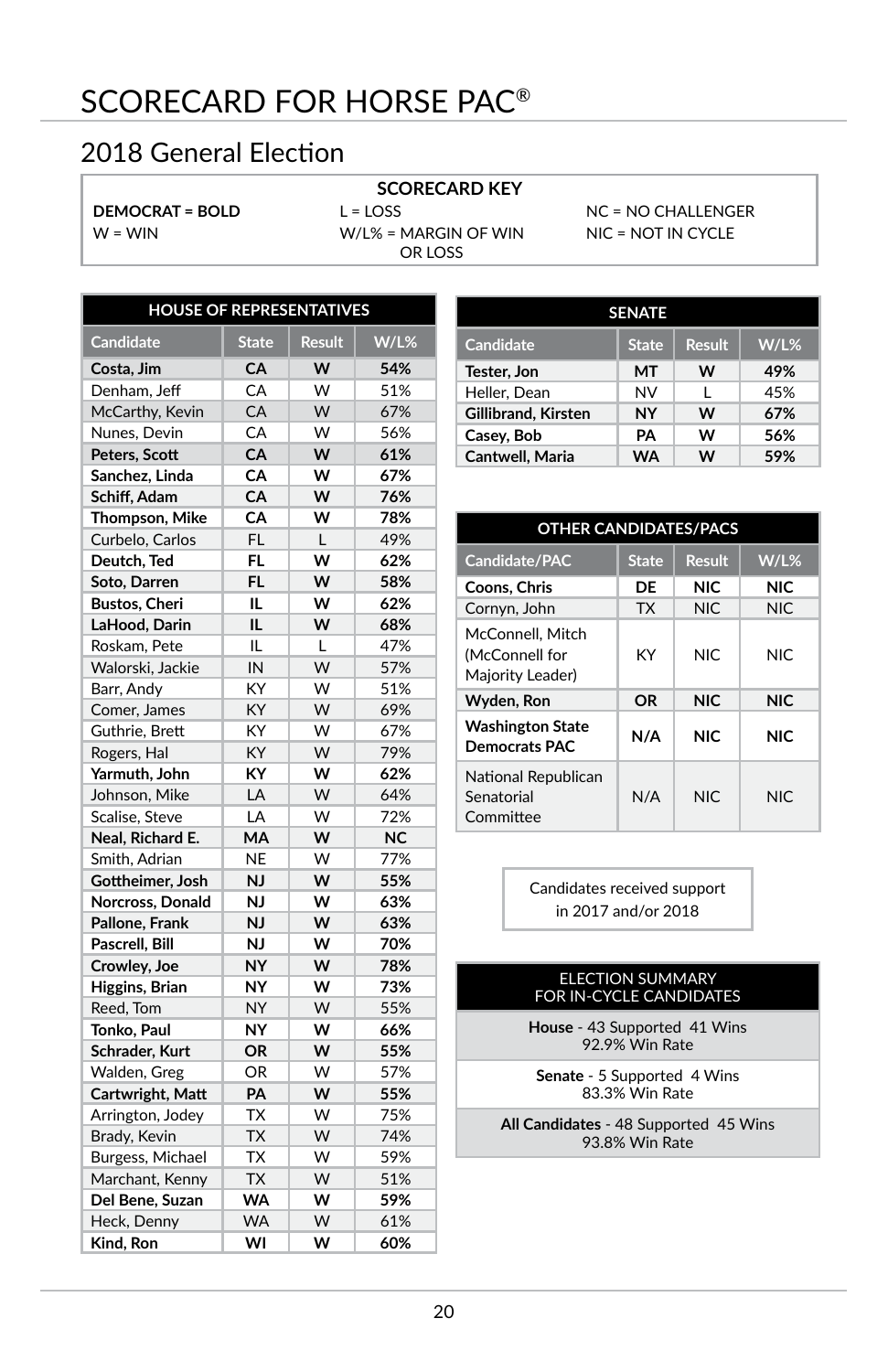# SCORECARD FOR HORSE PAC®

## 2018 General Election

**SCORECARD KEY**

**DEMOCRAT = BOLD**
W = WIN
L = LOSS
W/L% = MARGIN OF WIN OR LOSS
NC = NO CHALLENGER
NIC = NOT IN CYCLE

| HOUSE OF REPRESENTATIVES | | | |
|---|---|---|---|
| Candidate | State | Result | W/L% |
| **Costa, Jim** | **CA** | **W** | **54%** |
| Denham, Jeff | CA | W | 51% |
| McCarthy, Kevin | CA | W | 67% |
| Nunes, Devin | CA | W | 56% |
| **Peters, Scott** | **CA** | **W** | **61%** |
| **Sanchez, Linda** | **CA** | **W** | **67%** |
| **Schiff, Adam** | **CA** | **W** | **76%** |
| **Thompson, Mike** | **CA** | **W** | **78%** |
| Curbelo, Carlos | FL | L | 49% |
| **Deutch, Ted** | **FL** | **W** | **62%** |
| **Soto, Darren** | **FL** | **W** | **58%** |
| **Bustos, Cheri** | **IL** | **W** | **62%** |
| **LaHood, Darin** | **IL** | **W** | **68%** |
| Roskam, Pete | IL | L | 47% |
| Walorski, Jackie | IN | W | 57% |
| Barr, Andy | KY | W | 51% |
| Comer, James | KY | W | 69% |
| Guthrie, Brett | KY | W | 67% |
| Rogers, Hal | KY | W | 79% |
| **Yarmuth, John** | **KY** | **W** | **62%** |
| Johnson, Mike | LA | W | 64% |
| Scalise, Steve | LA | W | 72% |
| **Neal, Richard E.** | **MA** | **W** | **NC** |
| Smith, Adrian | NE | W | 77% |
| **Gottheimer, Josh** | **NJ** | **W** | **55%** |
| **Norcross, Donald** | **NJ** | **W** | **63%** |
| **Pallone, Frank** | **NJ** | **W** | **63%** |
| **Pascrell, Bill** | **NJ** | **W** | **70%** |
| **Crowley, Joe** | **NY** | **W** | **78%** |
| **Higgins, Brian** | **NY** | **W** | **73%** |
| Reed, Tom | NY | W | 55% |
| **Tonko, Paul** | **NY** | **W** | **66%** |
| **Schrader, Kurt** | **OR** | **W** | **55%** |
| Walden, Greg | OR | W | 57% |
| **Cartwright, Matt** | **PA** | **W** | **55%** |
| Arrington, Jodey | TX | W | 75% |
| Brady, Kevin | TX | W | 74% |
| Burgess, Michael | TX | W | 59% |
| Marchant, Kenny | TX | W | 51% |
| **Del Bene, Suzan** | **WA** | **W** | **59%** |
| Heck, Denny | WA | W | 61% |
| **Kind, Ron** | **WI** | **W** | **60%** |

| SENATE | | | |
|---|---|---|---|
| Candidate | State | Result | W/L% |
| **Tester, Jon** | **MT** | **W** | **49%** |
| Heller, Dean | NV | L | 45% |
| **Gillibrand, Kirsten** | **NY** | **W** | **67%** |
| **Casey, Bob** | **PA** | **W** | **56%** |
| **Cantwell, Maria** | **WA** | **W** | **59%** |

| OTHER CANDIDATES/PACS | | | |
|---|---|---|---|
| Candidate/PAC | State | Result | W/L% |
| **Coons, Chris** | **DE** | **NIC** | **NIC** |
| Cornyn, John | TX | NIC | NIC |
| McConnell, Mitch (McConnell for Majority Leader) | KY | NIC | NIC |
| **Wyden, Ron** | **OR** | **NIC** | **NIC** |
| **Washington State Democrats PAC** | **N/A** | **NIC** | **NIC** |
| National Republican Senatorial Committee | N/A | NIC | NIC |

Candidates received support in 2017 and/or 2018

**ELECTION SUMMARY FOR IN-CYCLE CANDIDATES**

**House** - 43 Supported 41 Wins
92.9% Win Rate

**Senate** - 5 Supported 4 Wins
83.3% Win Rate

**All Candidates** - 48 Supported 45 Wins
93.8% Win Rate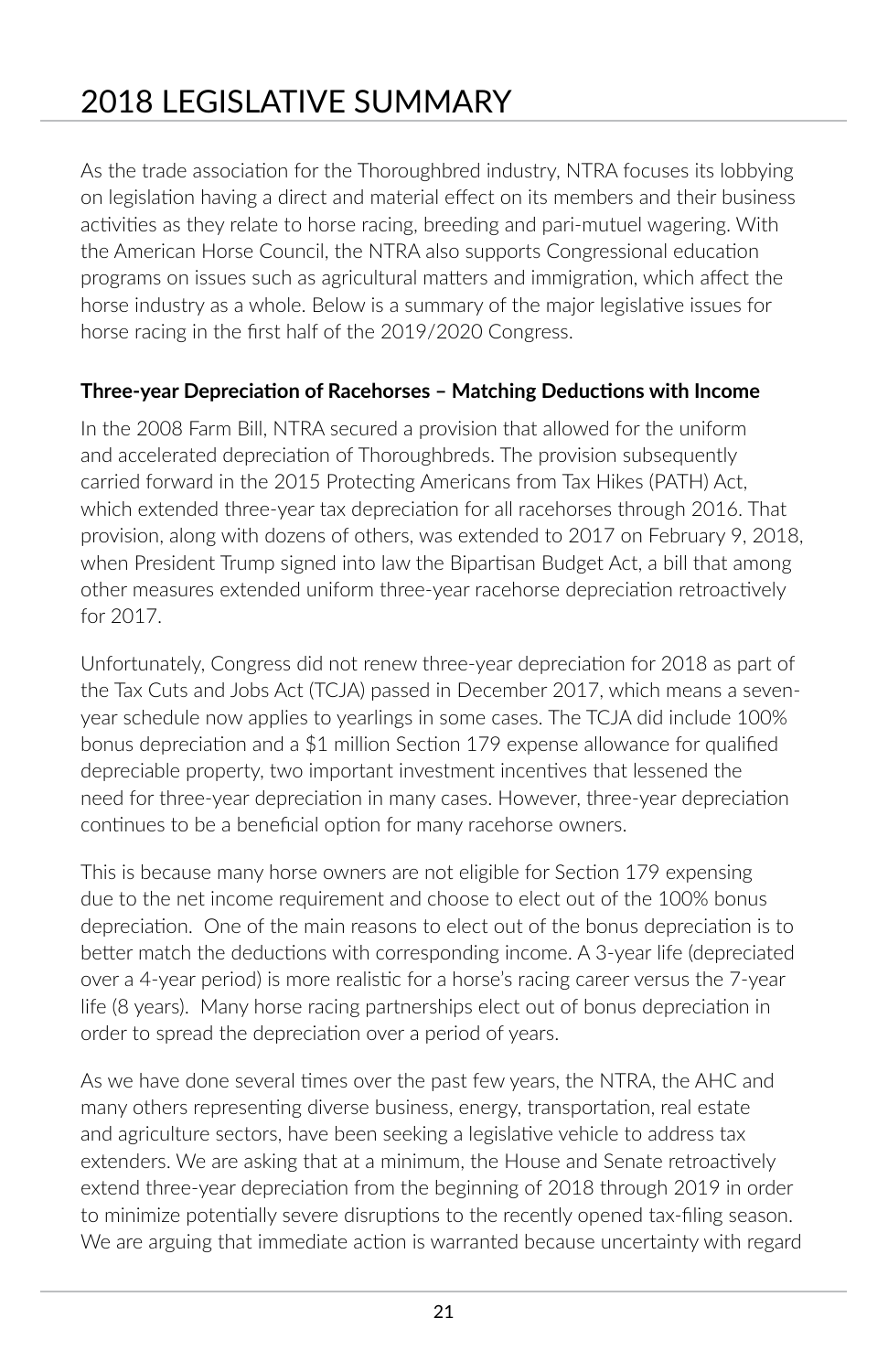# 2018 LEGISLATIVE SUMMARY

As the trade association for the Thoroughbred industry, NTRA focuses its lobbying on legislation having a direct and material effect on its members and their business activities as they relate to horse racing, breeding and pari-mutuel wagering. With the American Horse Council, the NTRA also supports Congressional education programs on issues such as agricultural matters and immigration, which affect the horse industry as a whole. Below is a summary of the major legislative issues for horse racing in the first half of the 2019/2020 Congress.

**Three-year Depreciation of Racehorses – Matching Deductions with Income**

In the 2008 Farm Bill, NTRA secured a provision that allowed for the uniform and accelerated depreciation of Thoroughbreds. The provision subsequently carried forward in the 2015 Protecting Americans from Tax Hikes (PATH) Act, which extended three-year tax depreciation for all racehorses through 2016. That provision, along with dozens of others, was extended to 2017 on February 9, 2018, when President Trump signed into law the Bipartisan Budget Act, a bill that among other measures extended uniform three-year racehorse depreciation retroactively for 2017.

Unfortunately, Congress did not renew three-year depreciation for 2018 as part of the Tax Cuts and Jobs Act (TCJA) passed in December 2017, which means a seven-year schedule now applies to yearlings in some cases. The TCJA did include 100% bonus depreciation and a $1 million Section 179 expense allowance for qualified depreciable property, two important investment incentives that lessened the need for three-year depreciation in many cases. However, three-year depreciation continues to be a beneficial option for many racehorse owners.

This is because many horse owners are not eligible for Section 179 expensing due to the net income requirement and choose to elect out of the 100% bonus depreciation. One of the main reasons to elect out of the bonus depreciation is to better match the deductions with corresponding income. A 3-year life (depreciated over a 4-year period) is more realistic for a horse's racing career versus the 7-year life (8 years). Many horse racing partnerships elect out of bonus depreciation in order to spread the depreciation over a period of years.

As we have done several times over the past few years, the NTRA, the AHC and many others representing diverse business, energy, transportation, real estate and agriculture sectors, have been seeking a legislative vehicle to address tax extenders. We are asking that at a minimum, the House and Senate retroactively extend three-year depreciation from the beginning of 2018 through 2019 in order to minimize potentially severe disruptions to the recently opened tax-filing season. We are arguing that immediate action is warranted because uncertainty with regard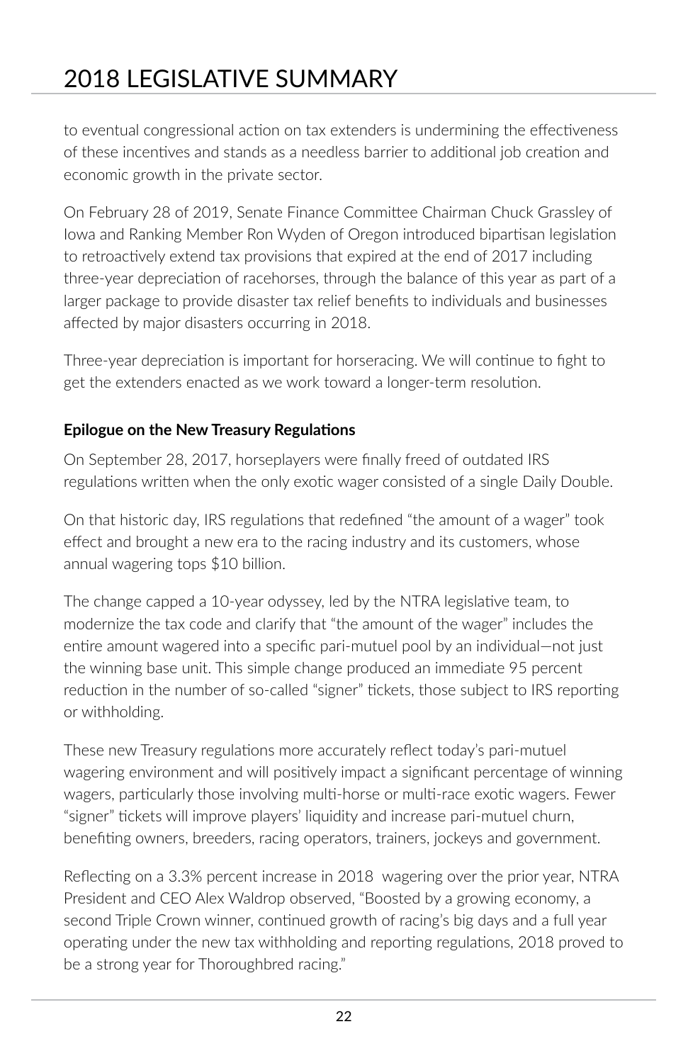to eventual congressional action on tax extenders is undermining the effectiveness of these incentives and stands as a needless barrier to additional job creation and economic growth in the private sector.

On February 28 of 2019, Senate Finance Committee Chairman Chuck Grassley of Iowa and Ranking Member Ron Wyden of Oregon introduced bipartisan legislation to retroactively extend tax provisions that expired at the end of 2017 including three-year depreciation of racehorses, through the balance of this year as part of a larger package to provide disaster tax relief benefits to individuals and businesses affected by major disasters occurring in 2018.

Three-year depreciation is important for horseracing. We will continue to fight to get the extenders enacted as we work toward a longer-term resolution.

**Epilogue on the New Treasury Regulations**

On September 28, 2017, horseplayers were finally freed of outdated IRS regulations written when the only exotic wager consisted of a single Daily Double.

On that historic day, IRS regulations that redefined "the amount of a wager" took effect and brought a new era to the racing industry and its customers, whose annual wagering tops $10 billion.

The change capped a 10-year odyssey, led by the NTRA legislative team, to modernize the tax code and clarify that "the amount of the wager" includes the entire amount wagered into a specific pari-mutuel pool by an individual—not just the winning base unit. This simple change produced an immediate 95 percent reduction in the number of so-called "signer" tickets, those subject to IRS reporting or withholding.

These new Treasury regulations more accurately reflect today's pari-mutuel wagering environment and will positively impact a significant percentage of winning wagers, particularly those involving multi-horse or multi-race exotic wagers. Fewer "signer" tickets will improve players' liquidity and increase pari-mutuel churn, benefiting owners, breeders, racing operators, trainers, jockeys and government.

Reflecting on a 3.3% percent increase in 2018 wagering over the prior year, NTRA President and CEO Alex Waldrop observed, "Boosted by a growing economy, a second Triple Crown winner, continued growth of racing's big days and a full year operating under the new tax withholding and reporting regulations, 2018 proved to be a strong year for Thoroughbred racing."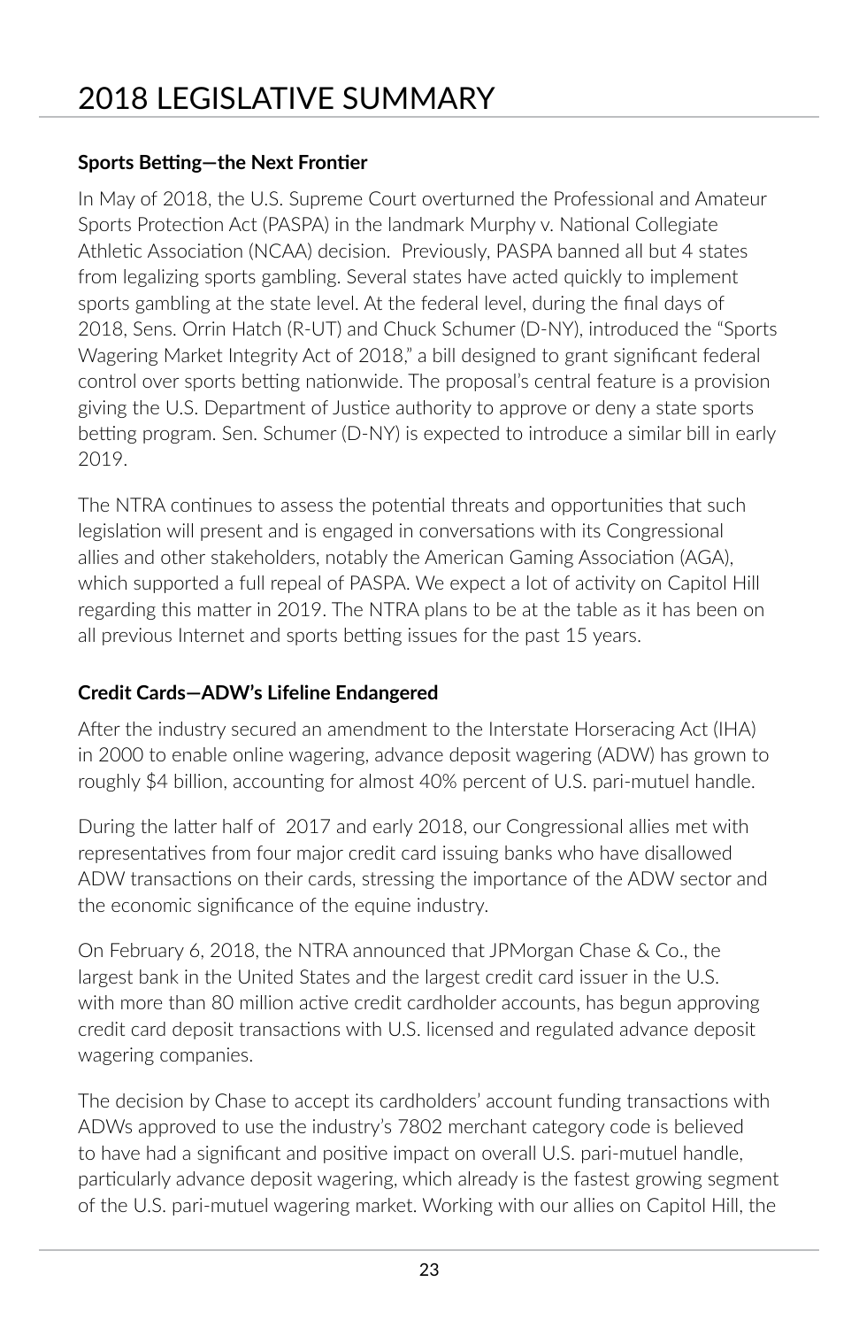# 2018 LEGISLATIVE SUMMARY

**Sports Betting—the Next Frontier**

In May of 2018, the U.S. Supreme Court overturned the Professional and Amateur Sports Protection Act (PASPA) in the landmark Murphy v. National Collegiate Athletic Association (NCAA) decision. Previously, PASPA banned all but 4 states from legalizing sports gambling. Several states have acted quickly to implement sports gambling at the state level. At the federal level, during the final days of 2018, Sens. Orrin Hatch (R-UT) and Chuck Schumer (D-NY), introduced the "Sports Wagering Market Integrity Act of 2018," a bill designed to grant significant federal control over sports betting nationwide. The proposal's central feature is a provision giving the U.S. Department of Justice authority to approve or deny a state sports betting program. Sen. Schumer (D-NY) is expected to introduce a similar bill in early 2019.

The NTRA continues to assess the potential threats and opportunities that such legislation will present and is engaged in conversations with its Congressional allies and other stakeholders, notably the American Gaming Association (AGA), which supported a full repeal of PASPA. We expect a lot of activity on Capitol Hill regarding this matter in 2019. The NTRA plans to be at the table as it has been on all previous Internet and sports betting issues for the past 15 years.

**Credit Cards—ADW's Lifeline Endangered**

After the industry secured an amendment to the Interstate Horseracing Act (IHA) in 2000 to enable online wagering, advance deposit wagering (ADW) has grown to roughly $4 billion, accounting for almost 40% percent of U.S. pari-mutuel handle.

During the latter half of 2017 and early 2018, our Congressional allies met with representatives from four major credit card issuing banks who have disallowed ADW transactions on their cards, stressing the importance of the ADW sector and the economic significance of the equine industry.

On February 6, 2018, the NTRA announced that JPMorgan Chase & Co., the largest bank in the United States and the largest credit card issuer in the U.S. with more than 80 million active credit cardholder accounts, has begun approving credit card deposit transactions with U.S. licensed and regulated advance deposit wagering companies.

The decision by Chase to accept its cardholders' account funding transactions with ADWs approved to use the industry's 7802 merchant category code is believed to have had a significant and positive impact on overall U.S. pari-mutuel handle, particularly advance deposit wagering, which already is the fastest growing segment of the U.S. pari-mutuel wagering market. Working with our allies on Capitol Hill, the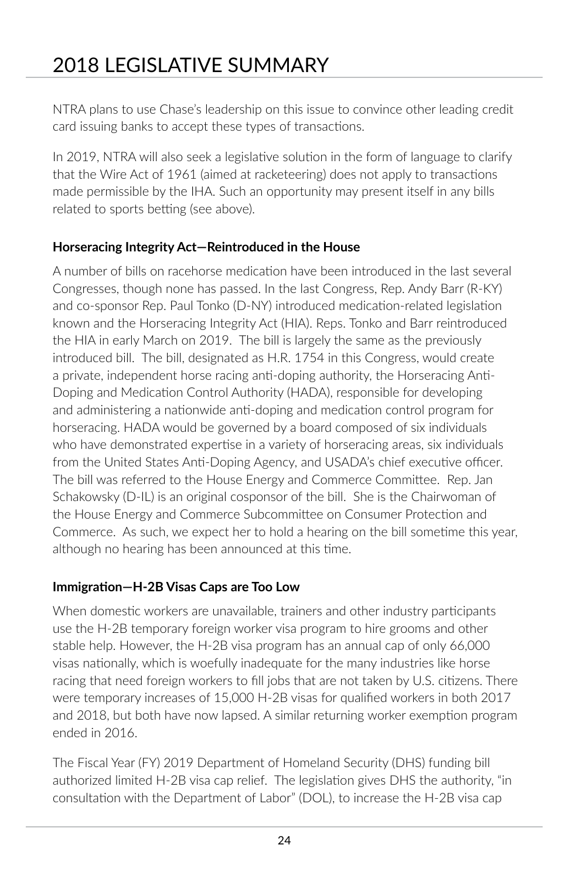NTRA plans to use Chase's leadership on this issue to convince other leading credit card issuing banks to accept these types of transactions.

In 2019, NTRA will also seek a legislative solution in the form of language to clarify that the Wire Act of 1961 (aimed at racketeering) does not apply to transactions made permissible by the IHA. Such an opportunity may present itself in any bills related to sports betting (see above).

### Horseracing Integrity Act—Reintroduced in the House

A number of bills on racehorse medication have been introduced in the last several Congresses, though none has passed. In the last Congress, Rep. Andy Barr (R-KY) and co-sponsor Rep. Paul Tonko (D-NY) introduced medication-related legislation known and the Horseracing Integrity Act (HIA). Reps. Tonko and Barr reintroduced the HIA in early March on 2019. The bill is largely the same as the previously introduced bill. The bill, designated as H.R. 1754 in this Congress, would create a private, independent horse racing anti-doping authority, the Horseracing Anti-Doping and Medication Control Authority (HADA), responsible for developing and administering a nationwide anti-doping and medication control program for horseracing. HADA would be governed by a board composed of six individuals who have demonstrated expertise in a variety of horseracing areas, six individuals from the United States Anti-Doping Agency, and USADA's chief executive officer. The bill was referred to the House Energy and Commerce Committee. Rep. Jan Schakowsky (D-IL) is an original cosponsor of the bill. She is the Chairwoman of the House Energy and Commerce Subcommittee on Consumer Protection and Commerce. As such, we expect her to hold a hearing on the bill sometime this year, although no hearing has been announced at this time.

### Immigration—H-2B Visas Caps are Too Low

When domestic workers are unavailable, trainers and other industry participants use the H-2B temporary foreign worker visa program to hire grooms and other stable help. However, the H-2B visa program has an annual cap of only 66,000 visas nationally, which is woefully inadequate for the many industries like horse racing that need foreign workers to fill jobs that are not taken by U.S. citizens. There were temporary increases of 15,000 H-2B visas for qualified workers in both 2017 and 2018, but both have now lapsed. A similar returning worker exemption program ended in 2016.

The Fiscal Year (FY) 2019 Department of Homeland Security (DHS) funding bill authorized limited H-2B visa cap relief. The legislation gives DHS the authority, "in consultation with the Department of Labor" (DOL), to increase the H-2B visa cap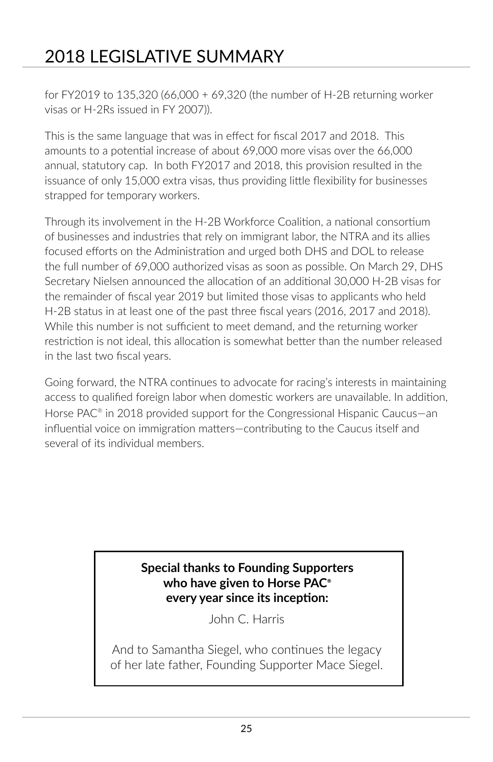for FY2019 to 135,320 (66,000 + 69,320 (the number of H-2B returning worker visas or H-2Rs issued in FY 2007)).

This is the same language that was in effect for fiscal 2017 and 2018. This amounts to a potential increase of about 69,000 more visas over the 66,000 annual, statutory cap. In both FY2017 and 2018, this provision resulted in the issuance of only 15,000 extra visas, thus providing little flexibility for businesses strapped for temporary workers.

Through its involvement in the H-2B Workforce Coalition, a national consortium of businesses and industries that rely on immigrant labor, the NTRA and its allies focused efforts on the Administration and urged both DHS and DOL to release the full number of 69,000 authorized visas as soon as possible. On March 29, DHS Secretary Nielsen announced the allocation of an additional 30,000 H-2B visas for the remainder of fiscal year 2019 but limited those visas to applicants who held H-2B status in at least one of the past three fiscal years (2016, 2017 and 2018). While this number is not sufficient to meet demand, and the returning worker restriction is not ideal, this allocation is somewhat better than the number released in the last two fiscal years.

Going forward, the NTRA continues to advocate for racing's interests in maintaining access to qualified foreign labor when domestic workers are unavailable. In addition, Horse PAC® in 2018 provided support for the Congressional Hispanic Caucus—an influential voice on immigration matters—contributing to the Caucus itself and several of its individual members.

**Special thanks to Founding Supporters who have given to Horse PAC® every year since its inception:**

John C. Harris

And to Samantha Siegel, who continues the legacy of her late father, Founding Supporter Mace Siegel.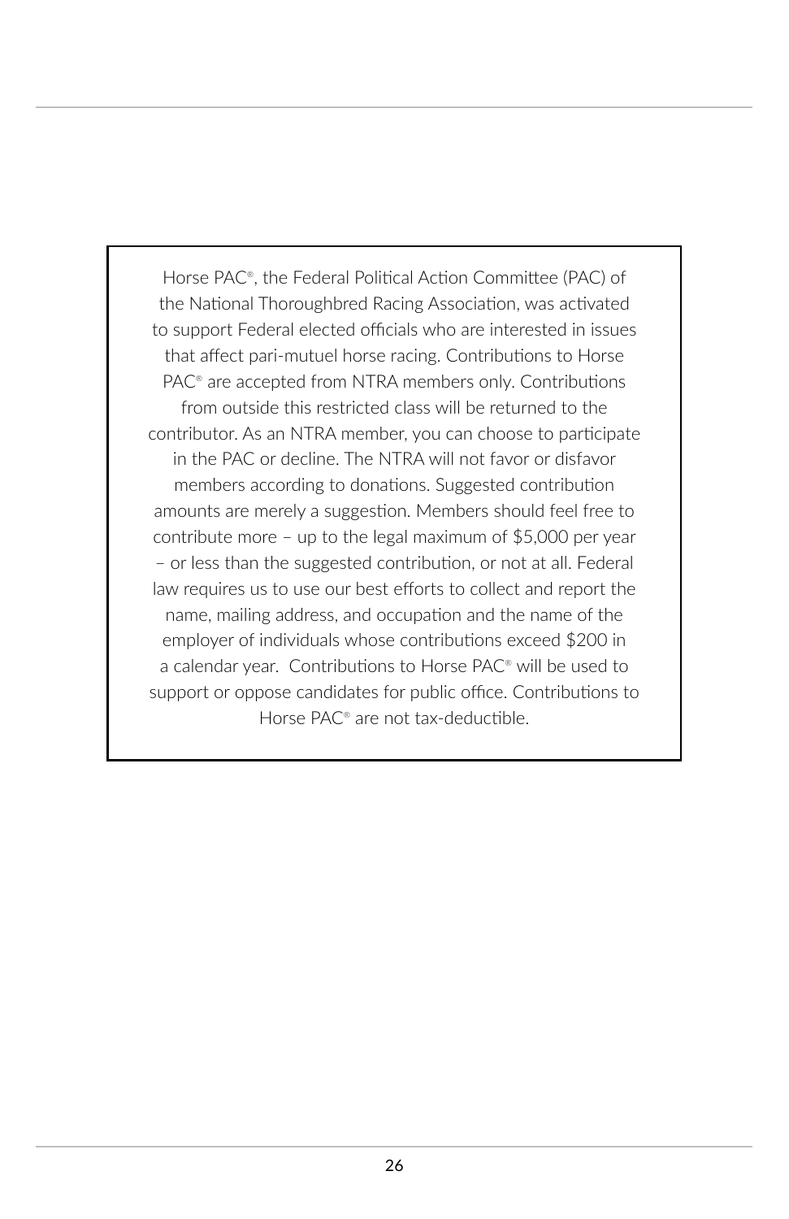Horse PAC®, the Federal Political Action Committee (PAC) of the National Thoroughbred Racing Association, was activated to support Federal elected officials who are interested in issues that affect pari-mutuel horse racing. Contributions to Horse PAC® are accepted from NTRA members only. Contributions from outside this restricted class will be returned to the contributor. As an NTRA member, you can choose to participate in the PAC or decline. The NTRA will not favor or disfavor members according to donations. Suggested contribution amounts are merely a suggestion. Members should feel free to contribute more – up to the legal maximum of $5,000 per year – or less than the suggested contribution, or not at all. Federal law requires us to use our best efforts to collect and report the name, mailing address, and occupation and the name of the employer of individuals whose contributions exceed $200 in a calendar year. Contributions to Horse PAC® will be used to support or oppose candidates for public office. Contributions to Horse PAC® are not tax-deductible.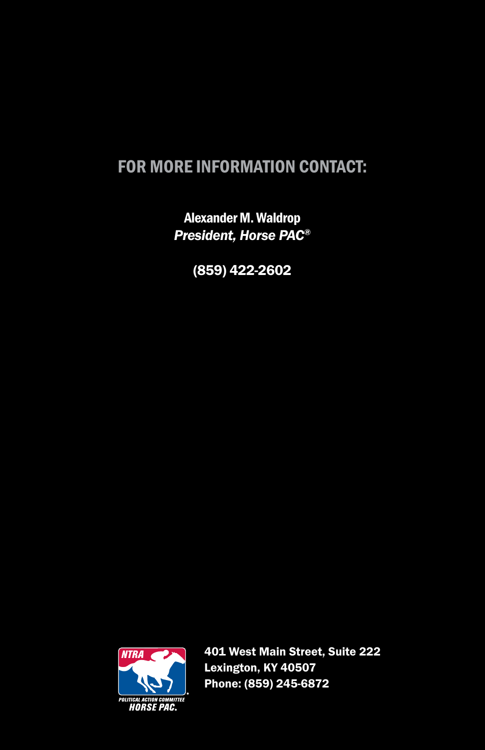## FOR MORE INFORMATION CONTACT:

**Alexander M. Waldrop**
***President, Horse PAC®***

**(859) 422-2602**

NTRA
POLITICAL ACTION COMMITTEE
HORSE PAC.

**401 West Main Street, Suite 222**
**Lexington, KY 40507**
**Phone: (859) 245-6872**